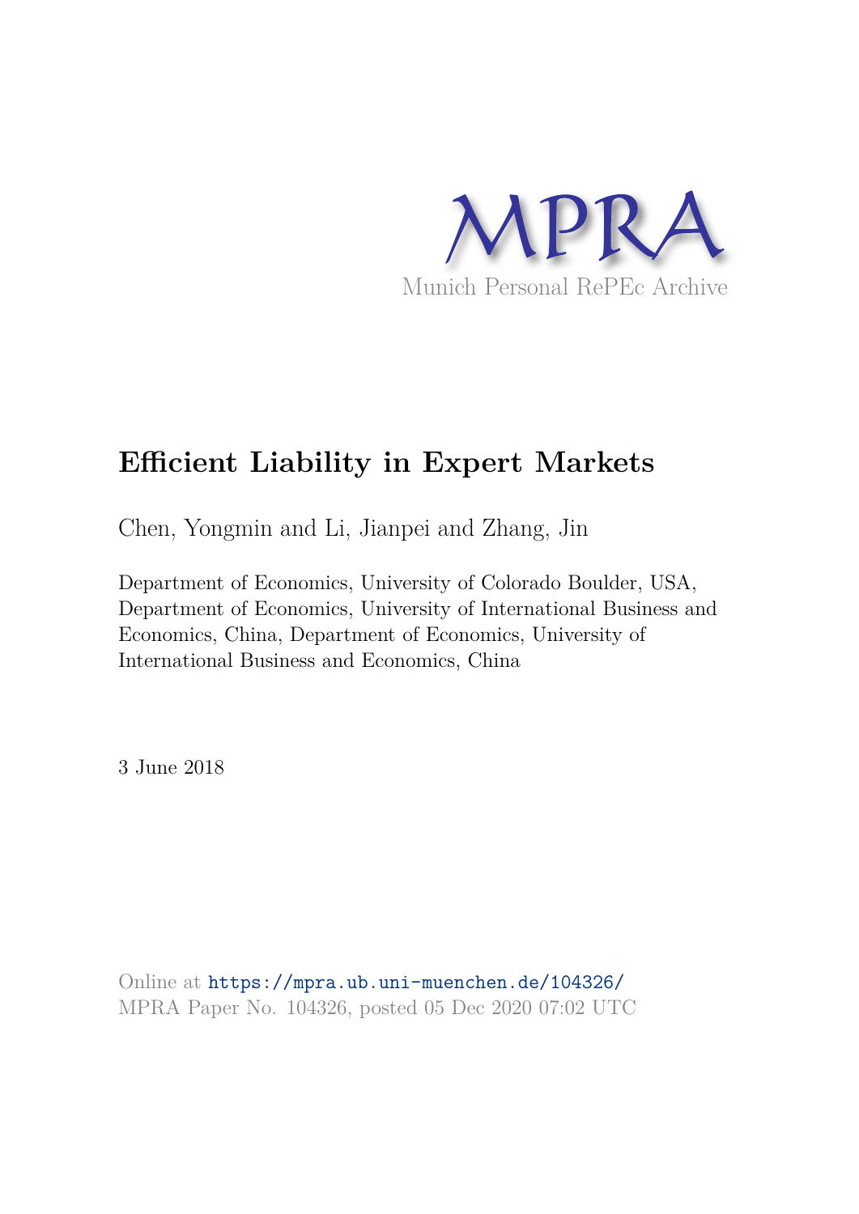MPRA

Munich Personal RePEc Archive

# Efficient Liability in Expert Markets

Chen, Yongmin and Li, Jianpei and Zhang, Jin

Department of Economics, University of Colorado Boulder, USA, Department of Economics, University of International Business and Economics, China, Department of Economics, University of International Business and Economics, China

3 June 2018

Online at https://mpra.ub.uni-muenchen.de/104326/
MPRA Paper No. 104326, posted 05 Dec 2020 07:02 UTC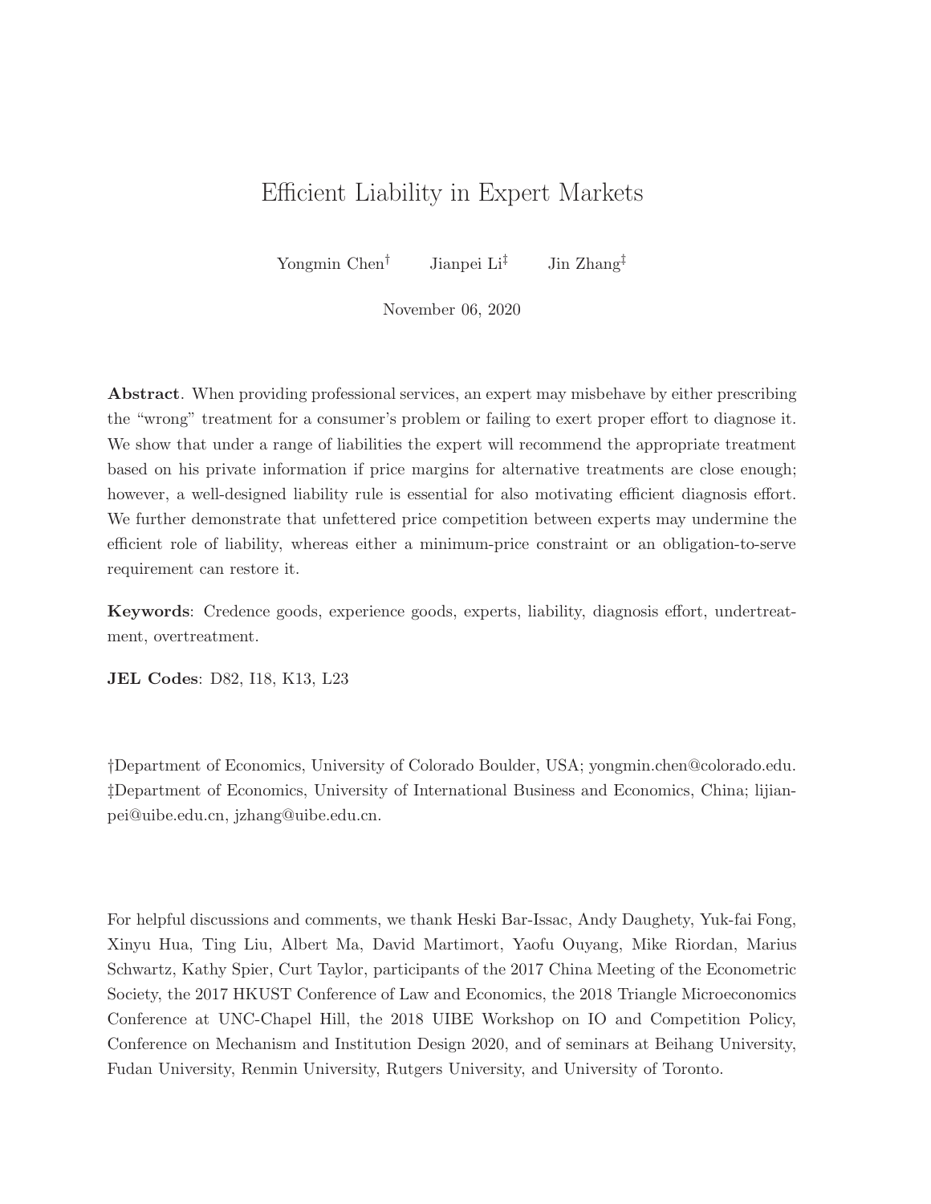# Efficient Liability in Expert Markets

Yongmin Chen[†] Jianpei Li[‡] Jin Zhang[‡]

November 06, 2020

**Abstract**. When providing professional services, an expert may misbehave by either prescribing the "wrong" treatment for a consumer's problem or failing to exert proper effort to diagnose it. We show that under a range of liabilities the expert will recommend the appropriate treatment based on his private information if price margins for alternative treatments are close enough; however, a well-designed liability rule is essential for also motivating efficient diagnosis effort. We further demonstrate that unfettered price competition between experts may undermine the efficient role of liability, whereas either a minimum-price constraint or an obligation-to-serve requirement can restore it.

**Keywords**: Credence goods, experience goods, experts, liability, diagnosis effort, undertreatment, overtreatment.

**JEL Codes**: D82, I18, K13, L23

†Department of Economics, University of Colorado Boulder, USA; yongmin.chen@colorado.edu.
‡Department of Economics, University of International Business and Economics, China; lijianpei@uibe.edu.cn, jzhang@uibe.edu.cn.

For helpful discussions and comments, we thank Heski Bar-Issac, Andy Daughety, Yuk-fai Fong, Xinyu Hua, Ting Liu, Albert Ma, David Martimort, Yaofu Ouyang, Mike Riordan, Marius Schwartz, Kathy Spier, Curt Taylor, participants of the 2017 China Meeting of the Econometric Society, the 2017 HKUST Conference of Law and Economics, the 2018 Triangle Microeconomics Conference at UNC-Chapel Hill, the 2018 UIBE Workshop on IO and Competition Policy, Conference on Mechanism and Institution Design 2020, and of seminars at Beihang University, Fudan University, Renmin University, Rutgers University, and University of Toronto.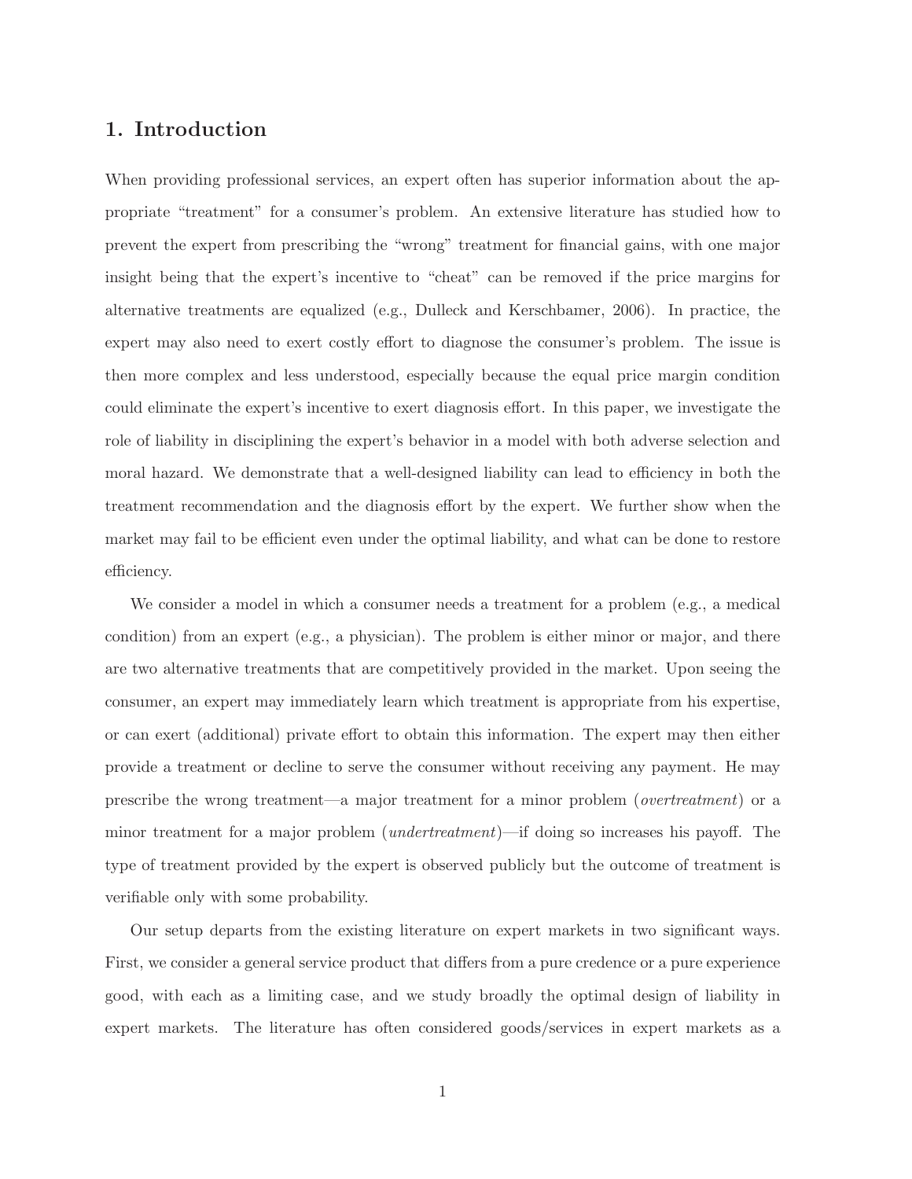## 1. Introduction

When providing professional services, an expert often has superior information about the appropriate "treatment" for a consumer's problem. An extensive literature has studied how to prevent the expert from prescribing the "wrong" treatment for financial gains, with one major insight being that the expert's incentive to "cheat" can be removed if the price margins for alternative treatments are equalized (e.g., Dulleck and Kerschbamer, 2006). In practice, the expert may also need to exert costly effort to diagnose the consumer's problem. The issue is then more complex and less understood, especially because the equal price margin condition could eliminate the expert's incentive to exert diagnosis effort. In this paper, we investigate the role of liability in disciplining the expert's behavior in a model with both adverse selection and moral hazard. We demonstrate that a well-designed liability can lead to efficiency in both the treatment recommendation and the diagnosis effort by the expert. We further show when the market may fail to be efficient even under the optimal liability, and what can be done to restore efficiency.

We consider a model in which a consumer needs a treatment for a problem (e.g., a medical condition) from an expert (e.g., a physician). The problem is either minor or major, and there are two alternative treatments that are competitively provided in the market. Upon seeing the consumer, an expert may immediately learn which treatment is appropriate from his expertise, or can exert (additional) private effort to obtain this information. The expert may then either provide a treatment or decline to serve the consumer without receiving any payment. He may prescribe the wrong treatment—a major treatment for a minor problem (*overtreatment*) or a minor treatment for a major problem (*undertreatment*)—if doing so increases his payoff. The type of treatment provided by the expert is observed publicly but the outcome of treatment is verifiable only with some probability.

Our setup departs from the existing literature on expert markets in two significant ways. First, we consider a general service product that differs from a pure credence or a pure experience good, with each as a limiting case, and we study broadly the optimal design of liability in expert markets. The literature has often considered goods/services in expert markets as a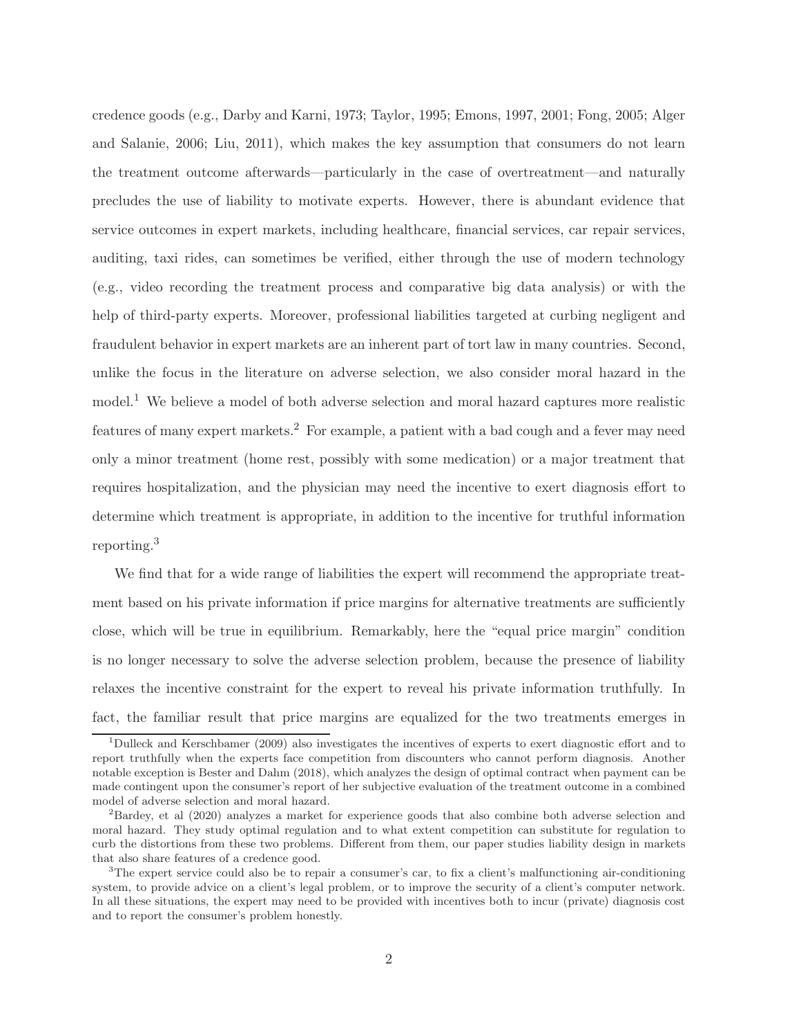credence goods (e.g., Darby and Karni, 1973; Taylor, 1995; Emons, 1997, 2001; Fong, 2005; Alger and Salanie, 2006; Liu, 2011), which makes the key assumption that consumers do not learn the treatment outcome afterwards—particularly in the case of overtreatment—and naturally precludes the use of liability to motivate experts. However, there is abundant evidence that service outcomes in expert markets, including healthcare, financial services, car repair services, auditing, taxi rides, can sometimes be verified, either through the use of modern technology (e.g., video recording the treatment process and comparative big data analysis) or with the help of third-party experts. Moreover, professional liabilities targeted at curbing negligent and fraudulent behavior in expert markets are an inherent part of tort law in many countries. Second, unlike the focus in the literature on adverse selection, we also consider moral hazard in the model.[1] We believe a model of both adverse selection and moral hazard captures more realistic features of many expert markets.[2] For example, a patient with a bad cough and a fever may need only a minor treatment (home rest, possibly with some medication) or a major treatment that requires hospitalization, and the physician may need the incentive to exert diagnosis effort to determine which treatment is appropriate, in addition to the incentive for truthful information reporting.[3]

We find that for a wide range of liabilities the expert will recommend the appropriate treatment based on his private information if price margins for alternative treatments are sufficiently close, which will be true in equilibrium. Remarkably, here the "equal price margin" condition is no longer necessary to solve the adverse selection problem, because the presence of liability relaxes the incentive constraint for the expert to reveal his private information truthfully. In fact, the familiar result that price margins are equalized for the two treatments emerges in

[1] Dulleck and Kerschbamer (2009) also investigates the incentives of experts to exert diagnostic effort and to report truthfully when the experts face competition from discounters who cannot perform diagnosis. Another notable exception is Bester and Dahm (2018), which analyzes the design of optimal contract when payment can be made contingent upon the consumer's report of her subjective evaluation of the treatment outcome in a combined model of adverse selection and moral hazard.

[2] Bardey, et al (2020) analyzes a market for experience goods that also combine both adverse selection and moral hazard. They study optimal regulation and to what extent competition can substitute for regulation to curb the distortions from these two problems. Different from them, our paper studies liability design in markets that also share features of a credence good.

[3] The expert service could also be to repair a consumer's car, to fix a client's malfunctioning air-conditioning system, to provide advice on a client's legal problem, or to improve the security of a client's computer network. In all these situations, the expert may need to be provided with incentives both to incur (private) diagnosis cost and to report the consumer's problem honestly.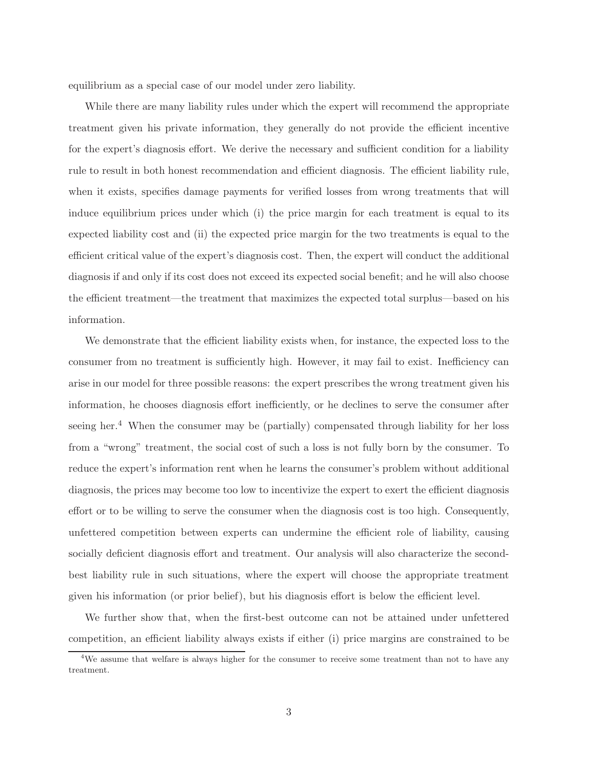equilibrium as a special case of our model under zero liability.

While there are many liability rules under which the expert will recommend the appropriate treatment given his private information, they generally do not provide the efficient incentive for the expert's diagnosis effort. We derive the necessary and sufficient condition for a liability rule to result in both honest recommendation and efficient diagnosis. The efficient liability rule, when it exists, specifies damage payments for verified losses from wrong treatments that will induce equilibrium prices under which (i) the price margin for each treatment is equal to its expected liability cost and (ii) the expected price margin for the two treatments is equal to the efficient critical value of the expert's diagnosis cost. Then, the expert will conduct the additional diagnosis if and only if its cost does not exceed its expected social benefit; and he will also choose the efficient treatment—the treatment that maximizes the expected total surplus—based on his information.

We demonstrate that the efficient liability exists when, for instance, the expected loss to the consumer from no treatment is sufficiently high. However, it may fail to exist. Inefficiency can arise in our model for three possible reasons: the expert prescribes the wrong treatment given his information, he chooses diagnosis effort inefficiently, or he declines to serve the consumer after seeing her.[4] When the consumer may be (partially) compensated through liability for her loss from a "wrong" treatment, the social cost of such a loss is not fully born by the consumer. To reduce the expert's information rent when he learns the consumer's problem without additional diagnosis, the prices may become too low to incentivize the expert to exert the efficient diagnosis effort or to be willing to serve the consumer when the diagnosis cost is too high. Consequently, unfettered competition between experts can undermine the efficient role of liability, causing socially deficient diagnosis effort and treatment. Our analysis will also characterize the second-best liability rule in such situations, where the expert will choose the appropriate treatment given his information (or prior belief), but his diagnosis effort is below the efficient level.

We further show that, when the first-best outcome can not be attained under unfettered competition, an efficient liability always exists if either (i) price margins are constrained to be

[4] We assume that welfare is always higher for the consumer to receive some treatment than not to have any treatment.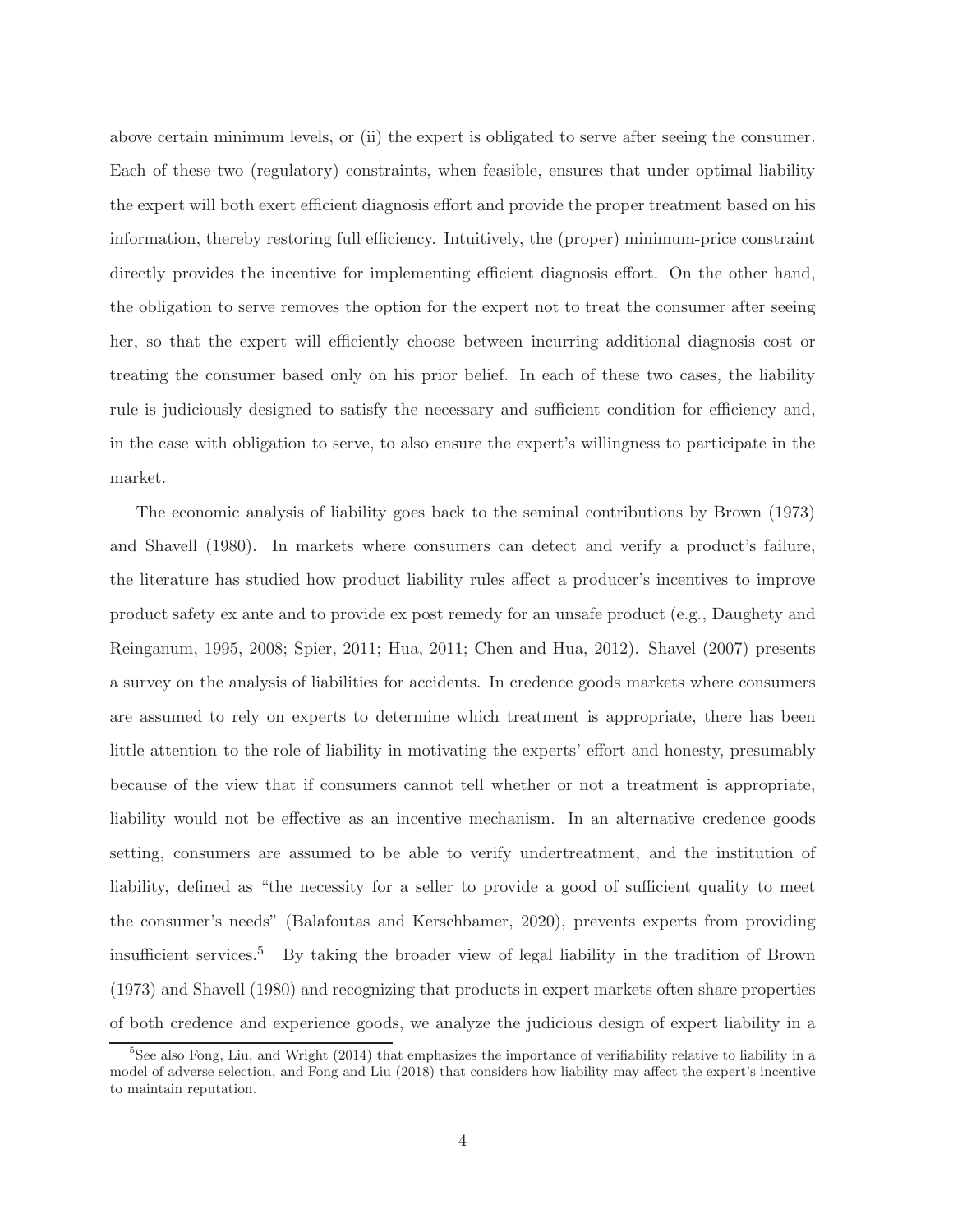above certain minimum levels, or (ii) the expert is obligated to serve after seeing the consumer. Each of these two (regulatory) constraints, when feasible, ensures that under optimal liability the expert will both exert efficient diagnosis effort and provide the proper treatment based on his information, thereby restoring full efficiency. Intuitively, the (proper) minimum-price constraint directly provides the incentive for implementing efficient diagnosis effort. On the other hand, the obligation to serve removes the option for the expert not to treat the consumer after seeing her, so that the expert will efficiently choose between incurring additional diagnosis cost or treating the consumer based only on his prior belief. In each of these two cases, the liability rule is judiciously designed to satisfy the necessary and sufficient condition for efficiency and, in the case with obligation to serve, to also ensure the expert's willingness to participate in the market.

The economic analysis of liability goes back to the seminal contributions by Brown (1973) and Shavell (1980). In markets where consumers can detect and verify a product's failure, the literature has studied how product liability rules affect a producer's incentives to improve product safety ex ante and to provide ex post remedy for an unsafe product (e.g., Daughety and Reinganum, 1995, 2008; Spier, 2011; Hua, 2011; Chen and Hua, 2012). Shavel (2007) presents a survey on the analysis of liabilities for accidents. In credence goods markets where consumers are assumed to rely on experts to determine which treatment is appropriate, there has been little attention to the role of liability in motivating the experts' effort and honesty, presumably because of the view that if consumers cannot tell whether or not a treatment is appropriate, liability would not be effective as an incentive mechanism. In an alternative credence goods setting, consumers are assumed to be able to verify undertreatment, and the institution of liability, defined as "the necessity for a seller to provide a good of sufficient quality to meet the consumer's needs" (Balafoutas and Kerschbamer, 2020), prevents experts from providing insufficient services.[5] By taking the broader view of legal liability in the tradition of Brown (1973) and Shavell (1980) and recognizing that products in expert markets often share properties of both credence and experience goods, we analyze the judicious design of expert liability in a

[5] See also Fong, Liu, and Wright (2014) that emphasizes the importance of verifiability relative to liability in a model of adverse selection, and Fong and Liu (2018) that considers how liability may affect the expert's incentive to maintain reputation.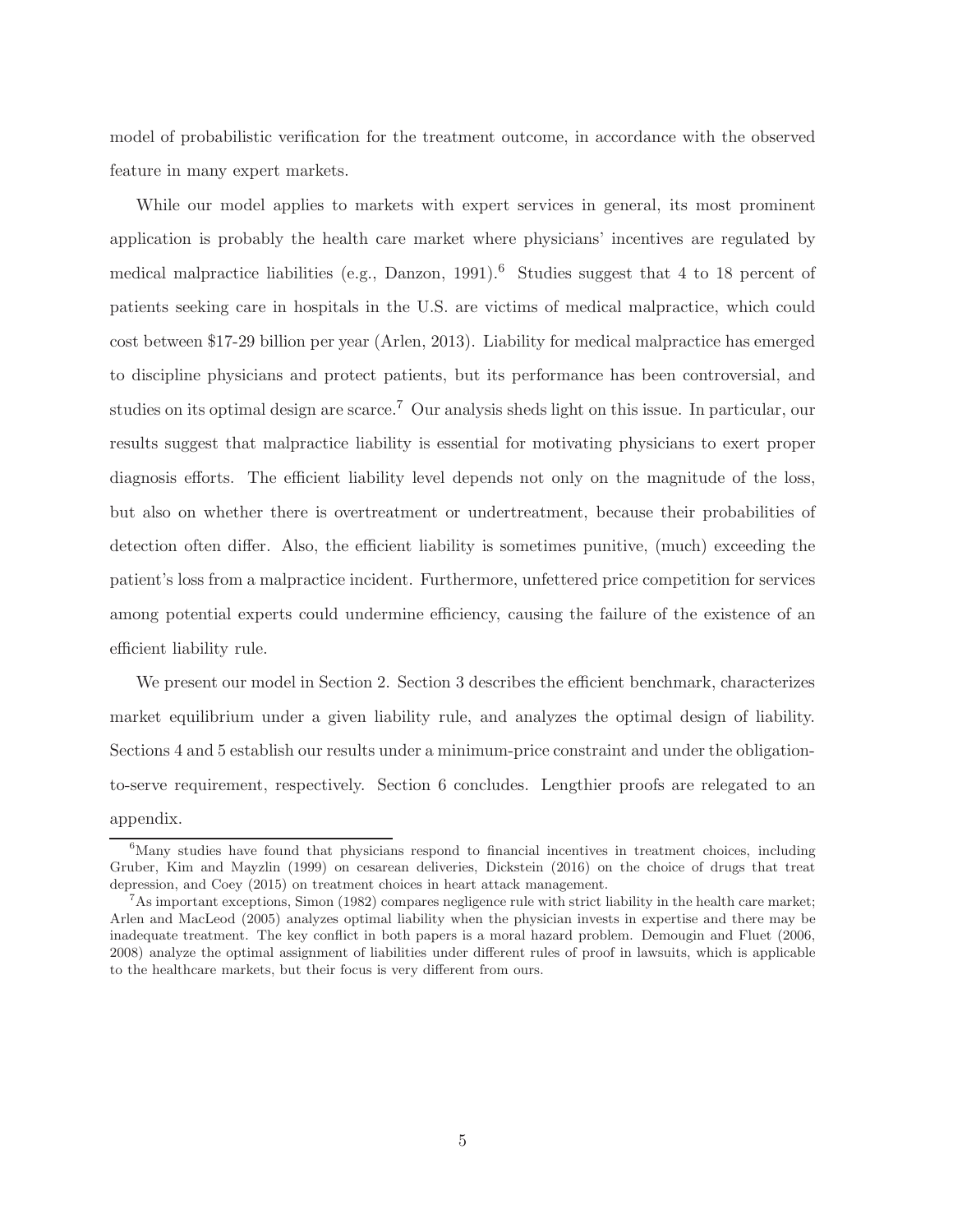model of probabilistic verification for the treatment outcome, in accordance with the observed feature in many expert markets.

While our model applies to markets with expert services in general, its most prominent application is probably the health care market where physicians' incentives are regulated by medical malpractice liabilities (e.g., Danzon, 1991).[6] Studies suggest that 4 to 18 percent of patients seeking care in hospitals in the U.S. are victims of medical malpractice, which could cost between $17-29 billion per year (Arlen, 2013). Liability for medical malpractice has emerged to discipline physicians and protect patients, but its performance has been controversial, and studies on its optimal design are scarce.[7] Our analysis sheds light on this issue. In particular, our results suggest that malpractice liability is essential for motivating physicians to exert proper diagnosis efforts. The efficient liability level depends not only on the magnitude of the loss, but also on whether there is overtreatment or undertreatment, because their probabilities of detection often differ. Also, the efficient liability is sometimes punitive, (much) exceeding the patient's loss from a malpractice incident. Furthermore, unfettered price competition for services among potential experts could undermine efficiency, causing the failure of the existence of an efficient liability rule.

We present our model in Section 2. Section 3 describes the efficient benchmark, characterizes market equilibrium under a given liability rule, and analyzes the optimal design of liability. Sections 4 and 5 establish our results under a minimum-price constraint and under the obligation-to-serve requirement, respectively. Section 6 concludes. Lengthier proofs are relegated to an appendix.

---

[6] Many studies have found that physicians respond to financial incentives in treatment choices, including Gruber, Kim and Mayzlin (1999) on cesarean deliveries, Dickstein (2016) on the choice of drugs that treat depression, and Coey (2015) on treatment choices in heart attack management.

[7] As important exceptions, Simon (1982) compares negligence rule with strict liability in the health care market; Arlen and MacLeod (2005) analyzes optimal liability when the physician invests in expertise and there may be inadequate treatment. The key conflict in both papers is a moral hazard problem. Demougin and Fluet (2006, 2008) analyze the optimal assignment of liabilities under different rules of proof in lawsuits, which is applicable to the healthcare markets, but their focus is very different from ours.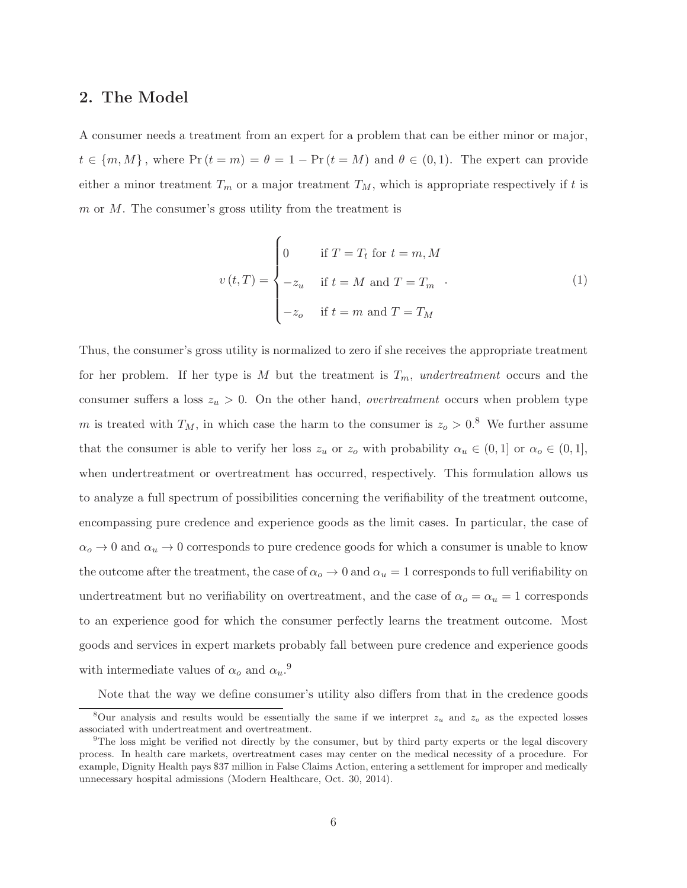## 2. The Model

A consumer needs a treatment from an expert for a problem that can be either minor or major, $t \in \{m, M\}$, where $\Pr(t = m) = \theta = 1 - \Pr(t = M)$ and $\theta \in (0, 1)$. The expert can provide either a minor treatment $T_m$ or a major treatment $T_M$, which is appropriate respectively if $t$ is $m$ or $M$. The consumer's gross utility from the treatment is

$$v(t, T) = \begin{cases} 0 & \text{if } T = T_t \text{ for } t = m, M \\ -z_u & \text{if } t = M \text{ and } T = T_m \\ -z_o & \text{if } t = m \text{ and } T = T_M \end{cases} . \tag{1}$$

Thus, the consumer's gross utility is normalized to zero if she receives the appropriate treatment for her problem. If her type is $M$ but the treatment is $T_m$, *undertreatment* occurs and the consumer suffers a loss $z_u > 0$. On the other hand, *overtreatment* occurs when problem type $m$ is treated with $T_M$, in which case the harm to the consumer is $z_o > 0$.[8] We further assume that the consumer is able to verify her loss $z_u$ or $z_o$ with probability $\alpha_u \in (0, 1]$ or $\alpha_o \in (0, 1]$, when undertreatment or overtreatment has occurred, respectively. This formulation allows us to analyze a full spectrum of possibilities concerning the verifiability of the treatment outcome, encompassing pure credence and experience goods as the limit cases. In particular, the case of $\alpha_o \to 0$ and $\alpha_u \to 0$ corresponds to pure credence goods for which a consumer is unable to know the outcome after the treatment, the case of $\alpha_o \to 0$ and $\alpha_u = 1$ corresponds to full verifiability on undertreatment but no verifiability on overtreatment, and the case of $\alpha_o = \alpha_u = 1$ corresponds to an experience good for which the consumer perfectly learns the treatment outcome. Most goods and services in expert markets probably fall between pure credence and experience goods with intermediate values of $\alpha_o$ and $\alpha_u$.[9]

Note that the way we define consumer's utility also differs from that in the credence goods

[8] Our analysis and results would be essentially the same if we interpret $z_u$ and $z_o$ as the expected losses associated with undertreatment and overtreatment.

[9] The loss might be verified not directly by the consumer, but by third party experts or the legal discovery process. In health care markets, overtreatment cases may center on the medical necessity of a procedure. For example, Dignity Health pays \$37 million in False Claims Action, entering a settlement for improper and medically unnecessary hospital admissions (Modern Healthcare, Oct. 30, 2014).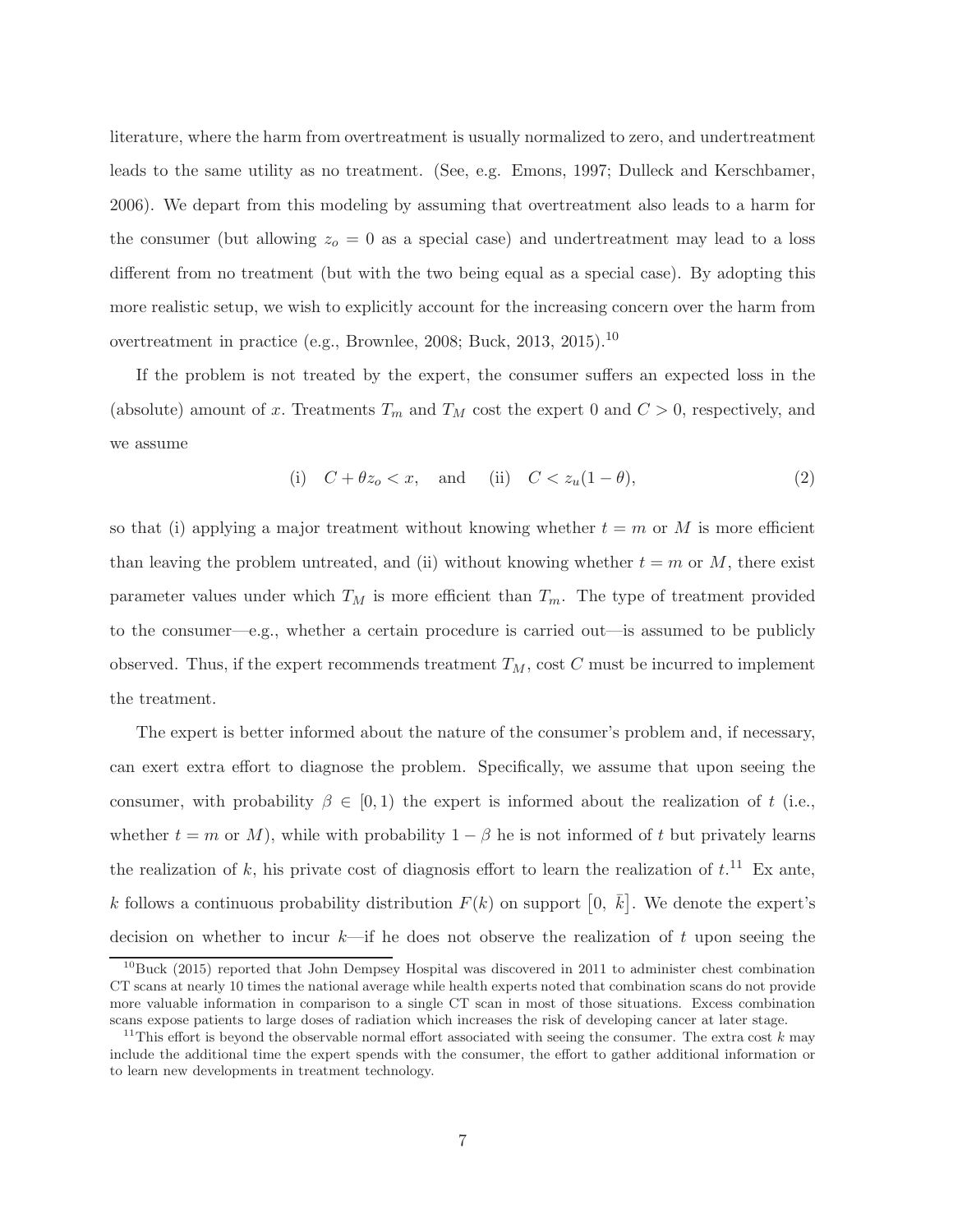literature, where the harm from overtreatment is usually normalized to zero, and undertreatment leads to the same utility as no treatment. (See, e.g. Emons, 1997; Dulleck and Kerschbamer, 2006). We depart from this modeling by assuming that overtreatment also leads to a harm for the consumer (but allowing $z_o = 0$ as a special case) and undertreatment may lead to a loss different from no treatment (but with the two being equal as a special case). By adopting this more realistic setup, we wish to explicitly account for the increasing concern over the harm from overtreatment in practice (e.g., Brownlee, 2008; Buck, 2013, 2015).[10]

If the problem is not treated by the expert, the consumer suffers an expected loss in the (absolute) amount of $x$. Treatments $T_m$ and $T_M$ cost the expert 0 and $C > 0$, respectively, and we assume

$$\text{(i)} \quad C + \theta z_o < x, \quad \text{and} \quad \text{(ii)} \quad C < z_u(1-\theta), \tag{2}$$

so that (i) applying a major treatment without knowing whether $t = m$ or $M$ is more efficient than leaving the problem untreated, and (ii) without knowing whether $t = m$ or $M$, there exist parameter values under which $T_M$ is more efficient than $T_m$. The type of treatment provided to the consumer—e.g., whether a certain procedure is carried out—is assumed to be publicly observed. Thus, if the expert recommends treatment $T_M$, cost $C$ must be incurred to implement the treatment.

The expert is better informed about the nature of the consumer's problem and, if necessary, can exert extra effort to diagnose the problem. Specifically, we assume that upon seeing the consumer, with probability $\beta \in [0, 1)$ the expert is informed about the realization of $t$ (i.e., whether $t = m$ or $M$), while with probability $1 - \beta$ he is not informed of $t$ but privately learns the realization of $k$, his private cost of diagnosis effort to learn the realization of $t$.[11] Ex ante, $k$ follows a continuous probability distribution $F(k)$ on support $\left[0, \ \bar{k}\right]$. We denote the expert's decision on whether to incur $k$—if he does not observe the realization of $t$ upon seeing the

[10] Buck (2015) reported that John Dempsey Hospital was discovered in 2011 to administer chest combination CT scans at nearly 10 times the national average while health experts noted that combination scans do not provide more valuable information in comparison to a single CT scan in most of those situations. Excess combination scans expose patients to large doses of radiation which increases the risk of developing cancer at later stage.

[11] This effort is beyond the observable normal effort associated with seeing the consumer. The extra cost $k$ may include the additional time the expert spends with the consumer, the effort to gather additional information or to learn new developments in treatment technology.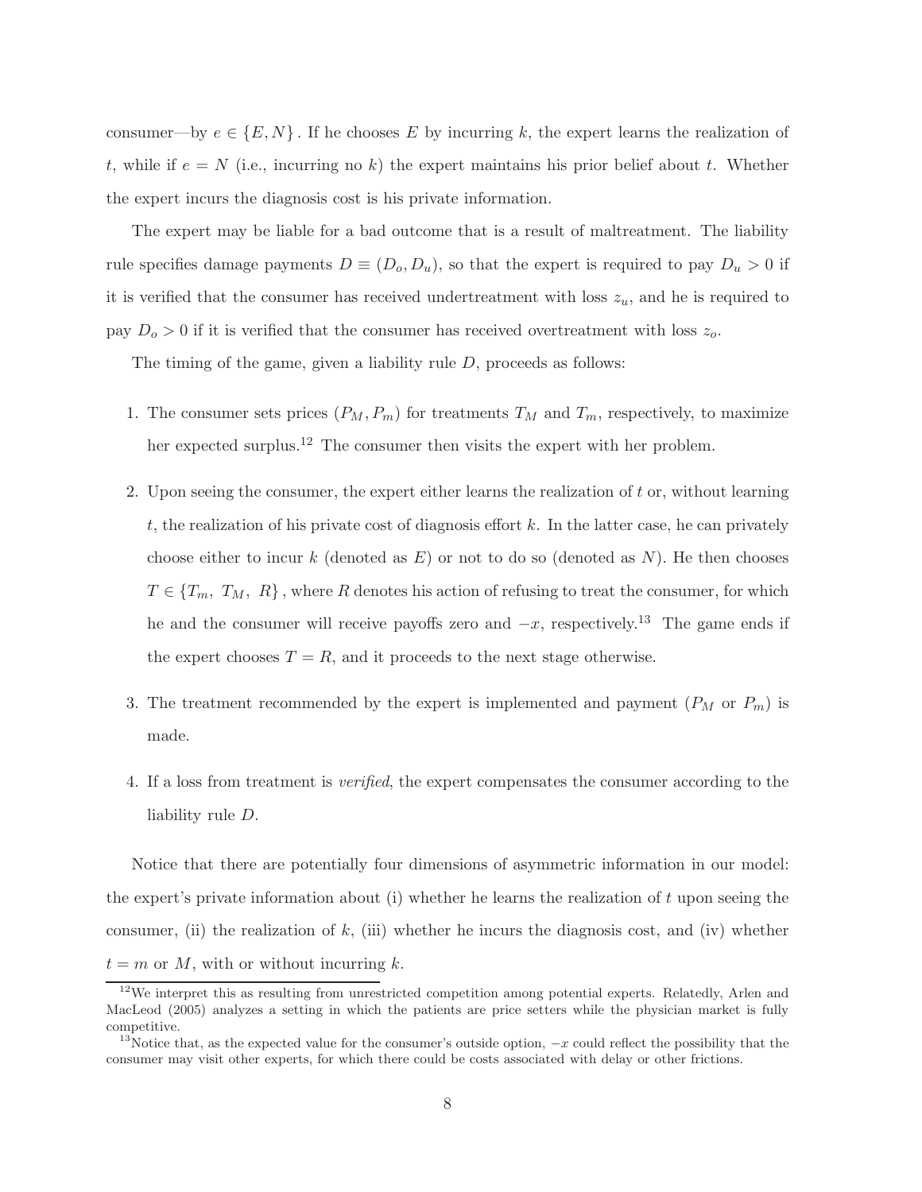consumer—by $e \in \{E, N\}$. If he chooses $E$ by incurring $k$, the expert learns the realization of $t$, while if $e = N$ (i.e., incurring no $k$) the expert maintains his prior belief about $t$. Whether the expert incurs the diagnosis cost is his private information.

The expert may be liable for a bad outcome that is a result of maltreatment. The liability rule specifies damage payments $D \equiv (D_o, D_u)$, so that the expert is required to pay $D_u > 0$ if it is verified that the consumer has received undertreatment with loss $z_u$, and he is required to pay $D_o > 0$ if it is verified that the consumer has received overtreatment with loss $z_o$.

The timing of the game, given a liability rule $D$, proceeds as follows:

1. The consumer sets prices $(P_M, P_m)$ for treatments $T_M$ and $T_m$, respectively, to maximize her expected surplus.[12] The consumer then visits the expert with her problem.

2. Upon seeing the consumer, the expert either learns the realization of $t$ or, without learning $t$, the realization of his private cost of diagnosis effort $k$. In the latter case, he can privately choose either to incur $k$ (denoted as $E$) or not to do so (denoted as $N$). He then chooses $T \in \{T_m, T_M, R\}$, where $R$ denotes his action of refusing to treat the consumer, for which he and the consumer will receive payoffs zero and $-x$, respectively.[13] The game ends if the expert chooses $T = R$, and it proceeds to the next stage otherwise.

3. The treatment recommended by the expert is implemented and payment ($P_M$ or $P_m$) is made.

4. If a loss from treatment is *verified*, the expert compensates the consumer according to the liability rule $D$.

Notice that there are potentially four dimensions of asymmetric information in our model: the expert's private information about (i) whether he learns the realization of $t$ upon seeing the consumer, (ii) the realization of $k$, (iii) whether he incurs the diagnosis cost, and (iv) whether $t = m$ or $M$, with or without incurring $k$.

[12] We interpret this as resulting from unrestricted competition among potential experts. Relatedly, Arlen and MacLeod (2005) analyzes a setting in which the patients are price setters while the physician market is fully competitive.

[13] Notice that, as the expected value for the consumer's outside option, $-x$ could reflect the possibility that the consumer may visit other experts, for which there could be costs associated with delay or other frictions.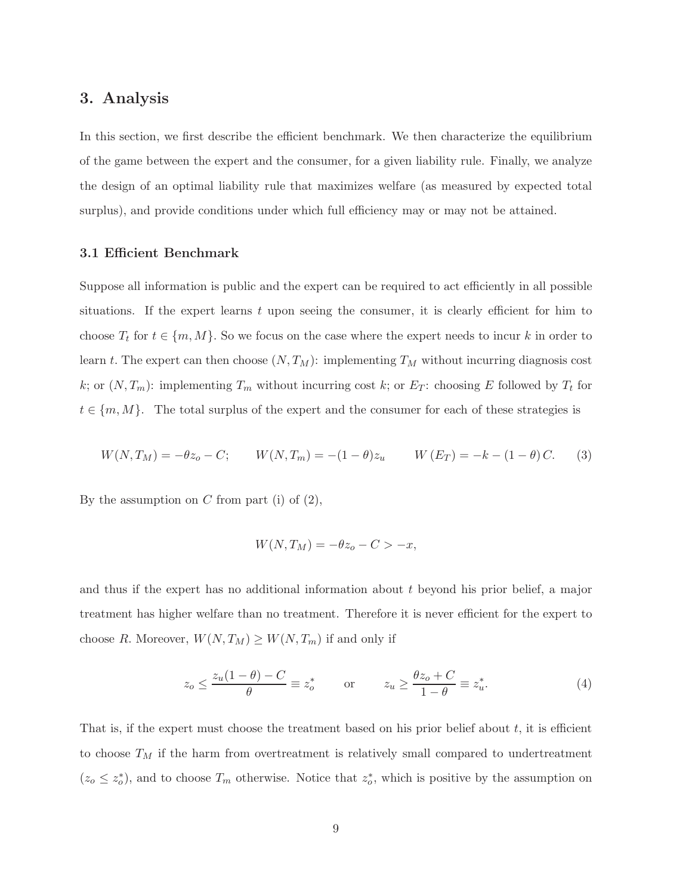## 3. Analysis

In this section, we first describe the efficient benchmark. We then characterize the equilibrium of the game between the expert and the consumer, for a given liability rule. Finally, we analyze the design of an optimal liability rule that maximizes welfare (as measured by expected total surplus), and provide conditions under which full efficiency may or may not be attained.

### 3.1 Efficient Benchmark

Suppose all information is public and the expert can be required to act efficiently in all possible situations. If the expert learns $t$ upon seeing the consumer, it is clearly efficient for him to choose $T_t$ for $t \in \{m, M\}$. So we focus on the case where the expert needs to incur $k$ in order to learn $t$. The expert can then choose $(N, T_M)$: implementing $T_M$ without incurring diagnosis cost $k$; or $(N, T_m)$: implementing $T_m$ without incurring cost $k$; or $E_T$: choosing $E$ followed by $T_t$ for $t \in \{m, M\}$. The total surplus of the expert and the consumer for each of these strategies is

$$W(N, T_M) = -\theta z_o - C; \qquad W(N, T_m) = -(1-\theta) z_u \qquad W(E_T) = -k - (1-\theta) C. \tag{3}$$

By the assumption on $C$ from part (i) of (2),

$$W(N, T_M) = -\theta z_o - C > -x,$$

and thus if the expert has no additional information about $t$ beyond his prior belief, a major treatment has higher welfare than no treatment. Therefore it is never efficient for the expert to choose $R$. Moreover, $W(N, T_M) \geq W(N, T_m)$ if and only if

$$z_o \leq \frac{z_u(1-\theta) - C}{\theta} \equiv z_o^* \qquad \text{or} \qquad z_u \geq \frac{\theta z_o + C}{1-\theta} \equiv z_u^*. \tag{4}$$

That is, if the expert must choose the treatment based on his prior belief about $t$, it is efficient to choose $T_M$ if the harm from overtreatment is relatively small compared to undertreatment ($z_o \leq z_o^*$), and to choose $T_m$ otherwise. Notice that $z_o^*$, which is positive by the assumption on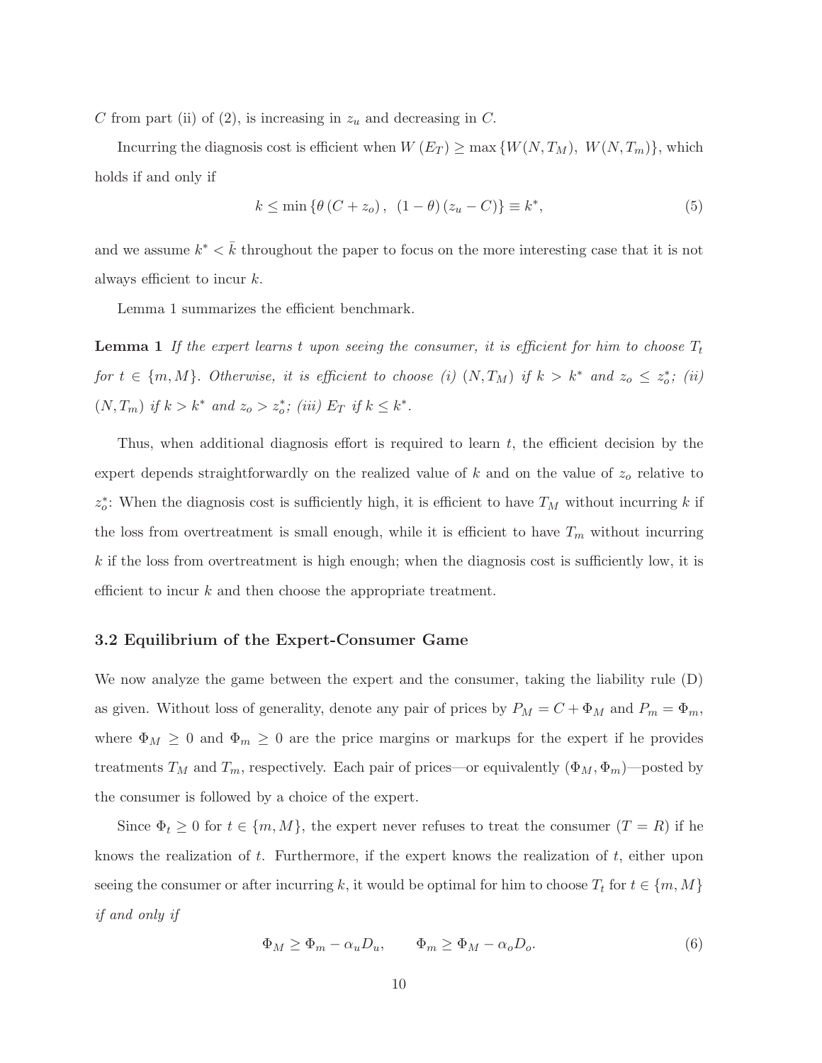$C$ from part (ii) of (2), is increasing in $z_u$ and decreasing in $C$.

Incurring the diagnosis cost is efficient when $W(E_T) \geq \max\{W(N, T_M),\ W(N, T_m)\}$, which holds if and only if

$$k \leq \min\{\theta(C + z_o),\ (1-\theta)(z_u - C)\} \equiv k^*, \tag{5}$$

and we assume $k^* < \bar{k}$ throughout the paper to focus on the more interesting case that it is not always efficient to incur $k$.

Lemma 1 summarizes the efficient benchmark.

**Lemma 1** *If the expert learns $t$ upon seeing the consumer, it is efficient for him to choose $T_t$ for $t \in \{m, M\}$. Otherwise, it is efficient to choose (i) $(N, T_M)$ if $k > k^*$ and $z_o \leq z_o^*$; (ii) $(N, T_m)$ if $k > k^*$ and $z_o > z_o^*$; (iii) $E_T$ if $k \leq k^*$.*

Thus, when additional diagnosis effort is required to learn $t$, the efficient decision by the expert depends straightforwardly on the realized value of $k$ and on the value of $z_o$ relative to $z_o^*$: When the diagnosis cost is sufficiently high, it is efficient to have $T_M$ without incurring $k$ if the loss from overtreatment is small enough, while it is efficient to have $T_m$ without incurring $k$ if the loss from overtreatment is high enough; when the diagnosis cost is sufficiently low, it is efficient to incur $k$ and then choose the appropriate treatment.

### 3.2 Equilibrium of the Expert-Consumer Game

We now analyze the game between the expert and the consumer, taking the liability rule (D) as given. Without loss of generality, denote any pair of prices by $P_M = C + \Phi_M$ and $P_m = \Phi_m$, where $\Phi_M \geq 0$ and $\Phi_m \geq 0$ are the price margins or markups for the expert if he provides treatments $T_M$ and $T_m$, respectively. Each pair of prices—or equivalently $(\Phi_M, \Phi_m)$—posted by the consumer is followed by a choice of the expert.

Since $\Phi_t \geq 0$ for $t \in \{m, M\}$, the expert never refuses to treat the consumer ($T = R$) if he knows the realization of $t$. Furthermore, if the expert knows the realization of $t$, either upon seeing the consumer or after incurring $k$, it would be optimal for him to choose $T_t$ for $t \in \{m, M\}$ *if and only if*

$$\Phi_M \geq \Phi_m - \alpha_u D_u, \qquad \Phi_m \geq \Phi_M - \alpha_o D_o. \tag{6}$$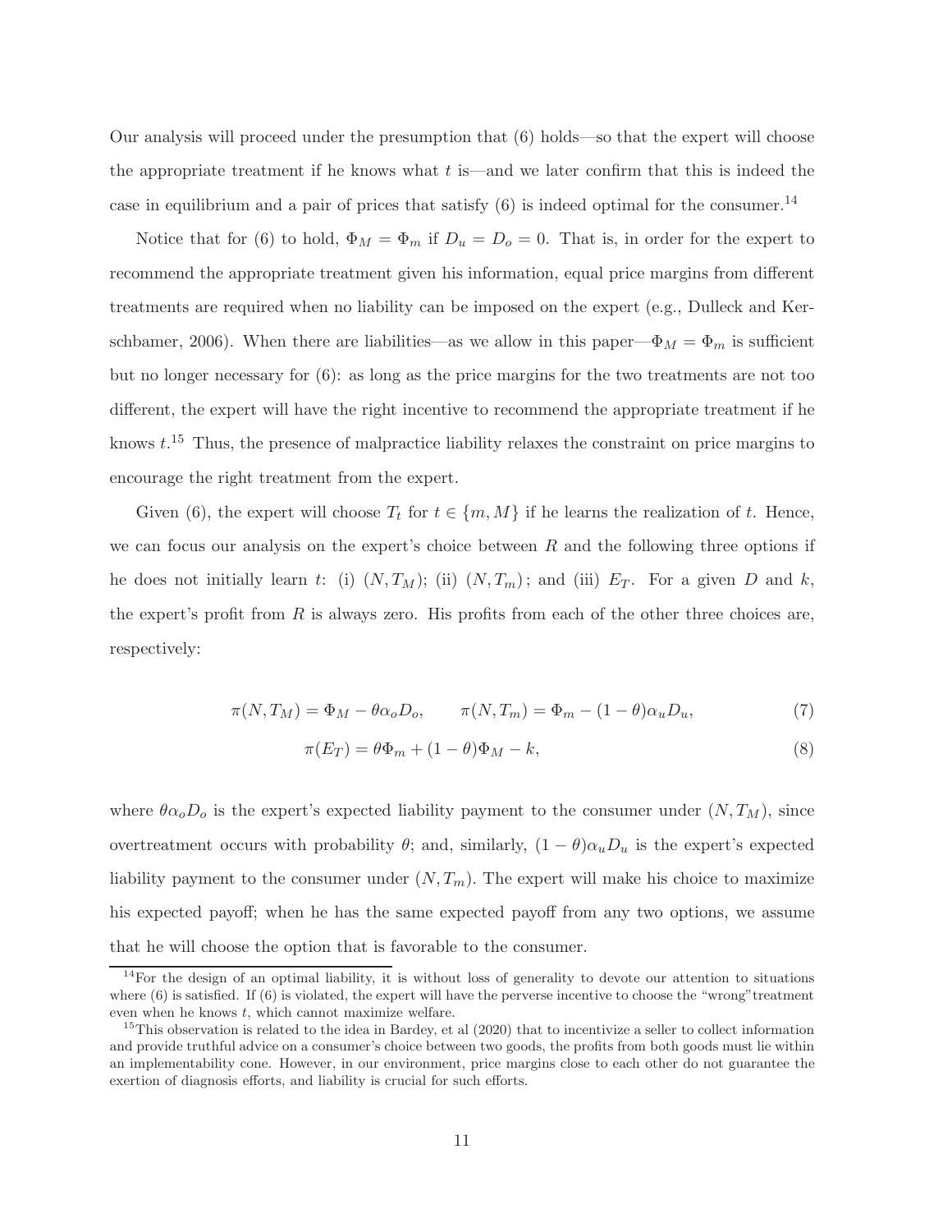Our analysis will proceed under the presumption that (6) holds—so that the expert will choose the appropriate treatment if he knows what $t$ is—and we later confirm that this is indeed the case in equilibrium and a pair of prices that satisfy (6) is indeed optimal for the consumer.[14]

Notice that for (6) to hold, $\Phi_M = \Phi_m$ if $D_u = D_o = 0$. That is, in order for the expert to recommend the appropriate treatment given his information, equal price margins from different treatments are required when no liability can be imposed on the expert (e.g., Dulleck and Kerschbamer, 2006). When there are liabilities—as we allow in this paper—$\Phi_M = \Phi_m$ is sufficient but no longer necessary for (6): as long as the price margins for the two treatments are not too different, the expert will have the right incentive to recommend the appropriate treatment if he knows $t$.[15] Thus, the presence of malpractice liability relaxes the constraint on price margins to encourage the right treatment from the expert.

Given (6), the expert will choose $T_t$ for $t \in \{m, M\}$ if he learns the realization of $t$. Hence, we can focus our analysis on the expert's choice between $R$ and the following three options if he does not initially learn $t$: (i) $(N, T_M)$; (ii) $(N, T_m)$; and (iii) $E_T$. For a given $D$ and $k$, the expert's profit from $R$ is always zero. His profits from each of the other three choices are, respectively:

$$\pi(N, T_M) = \Phi_M - \theta\alpha_o D_o, \qquad \pi(N, T_m) = \Phi_m - (1 - \theta)\alpha_u D_u, \tag{7}$$

$$\pi(E_T) = \theta\Phi_m + (1 - \theta)\Phi_M - k, \tag{8}$$

where $\theta\alpha_o D_o$ is the expert's expected liability payment to the consumer under $(N, T_M)$, since overtreatment occurs with probability $\theta$; and, similarly, $(1 - \theta)\alpha_u D_u$ is the expert's expected liability payment to the consumer under $(N, T_m)$. The expert will make his choice to maximize his expected payoff; when he has the same expected payoff from any two options, we assume that he will choose the option that is favorable to the consumer.

[14] For the design of an optimal liability, it is without loss of generality to devote our attention to situations where (6) is satisfied. If (6) is violated, the expert will have the perverse incentive to choose the "wrong" treatment even when he knows $t$, which cannot maximize welfare.

[15] This observation is related to the idea in Bardey, et al (2020) that to incentivize a seller to collect information and provide truthful advice on a consumer's choice between two goods, the profits from both goods must lie within an implementability cone. However, in our environment, price margins close to each other do not guarantee the exertion of diagnosis efforts, and liability is crucial for such efforts.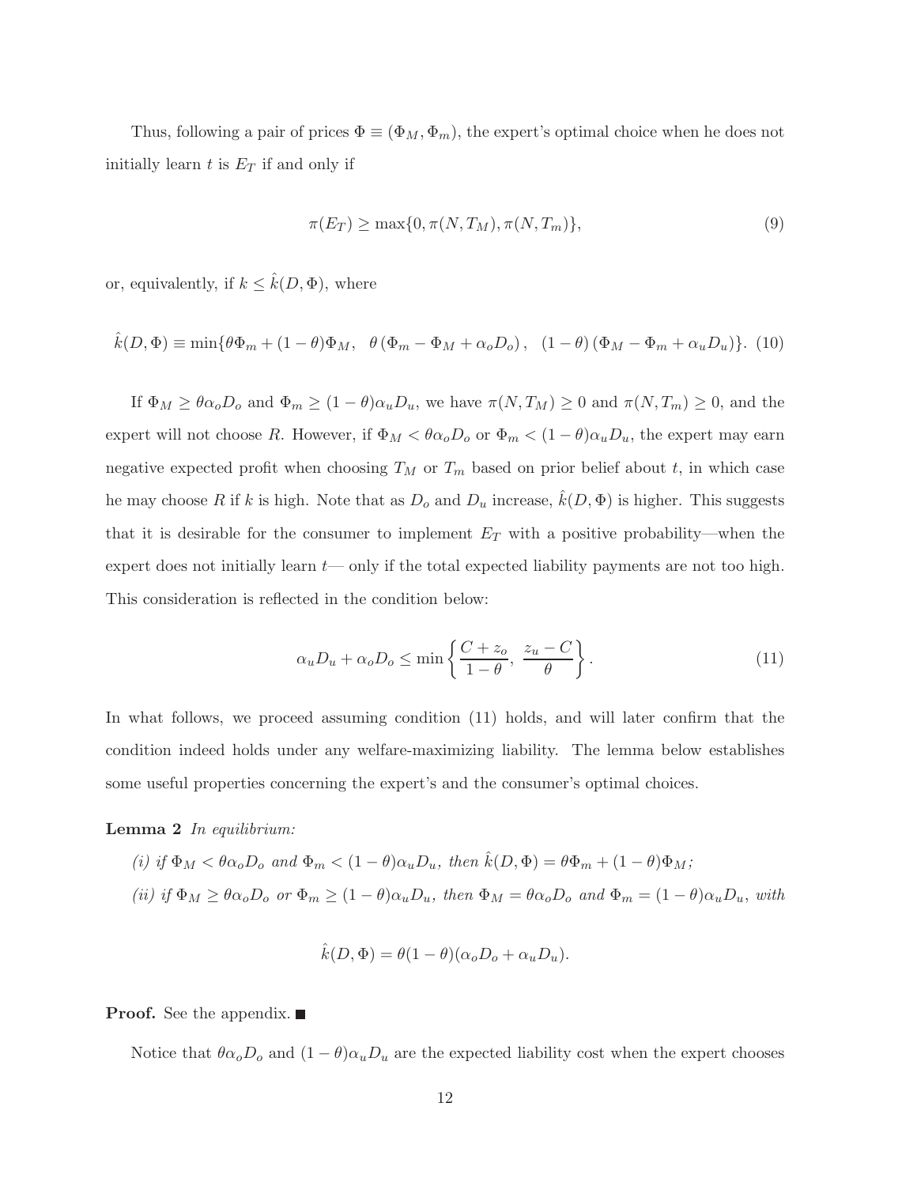Thus, following a pair of prices $\Phi \equiv (\Phi_M, \Phi_m)$, the expert's optimal choice when he does not initially learn $t$ is $E_T$ if and only if

$$\pi(E_T) \geq \max\{0, \pi(N, T_M), \pi(N, T_m)\}, \tag{9}$$

or, equivalently, if $k \leq \hat{k}(D, \Phi)$, where

$$\hat{k}(D, \Phi) \equiv \min\{\theta\Phi_m + (1-\theta)\Phi_M, \;\; \theta\left(\Phi_m - \Phi_M + \alpha_o D_o\right), \;\; (1-\theta)\left(\Phi_M - \Phi_m + \alpha_u D_u\right)\}. \tag{10}$$

If $\Phi_M \geq \theta\alpha_o D_o$ and $\Phi_m \geq (1-\theta)\alpha_u D_u$, we have $\pi(N, T_M) \geq 0$ and $\pi(N, T_m) \geq 0$, and the expert will not choose $R$. However, if $\Phi_M < \theta\alpha_o D_o$ or $\Phi_m < (1-\theta)\alpha_u D_u$, the expert may earn negative expected profit when choosing $T_M$ or $T_m$ based on prior belief about $t$, in which case he may choose $R$ if $k$ is high. Note that as $D_o$ and $D_u$ increase, $\hat{k}(D, \Phi)$ is higher. This suggests that it is desirable for the consumer to implement $E_T$ with a positive probability—when the expert does not initially learn $t$— only if the total expected liability payments are not too high. This consideration is reflected in the condition below:

$$\alpha_u D_u + \alpha_o D_o \leq \min\left\{\frac{C + z_o}{1-\theta}, \; \frac{z_u - C}{\theta}\right\}. \tag{11}$$

In what follows, we proceed assuming condition (11) holds, and will later confirm that the condition indeed holds under any welfare-maximizing liability. The lemma below establishes some useful properties concerning the expert's and the consumer's optimal choices.

**Lemma 2** *In equilibrium:*

*(i) if $\Phi_M < \theta\alpha_o D_o$ and $\Phi_m < (1-\theta)\alpha_u D_u$, then $\hat{k}(D, \Phi) = \theta\Phi_m + (1-\theta)\Phi_M$;*

*(ii) if $\Phi_M \geq \theta\alpha_o D_o$ or $\Phi_m \geq (1-\theta)\alpha_u D_u$, then $\Phi_M = \theta\alpha_o D_o$ and $\Phi_m = (1-\theta)\alpha_u D_u$, with*

$$\hat{k}(D, \Phi) = \theta(1-\theta)(\alpha_o D_o + \alpha_u D_u).$$

**Proof.** See the appendix. ■

Notice that $\theta\alpha_o D_o$ and $(1-\theta)\alpha_u D_u$ are the expected liability cost when the expert chooses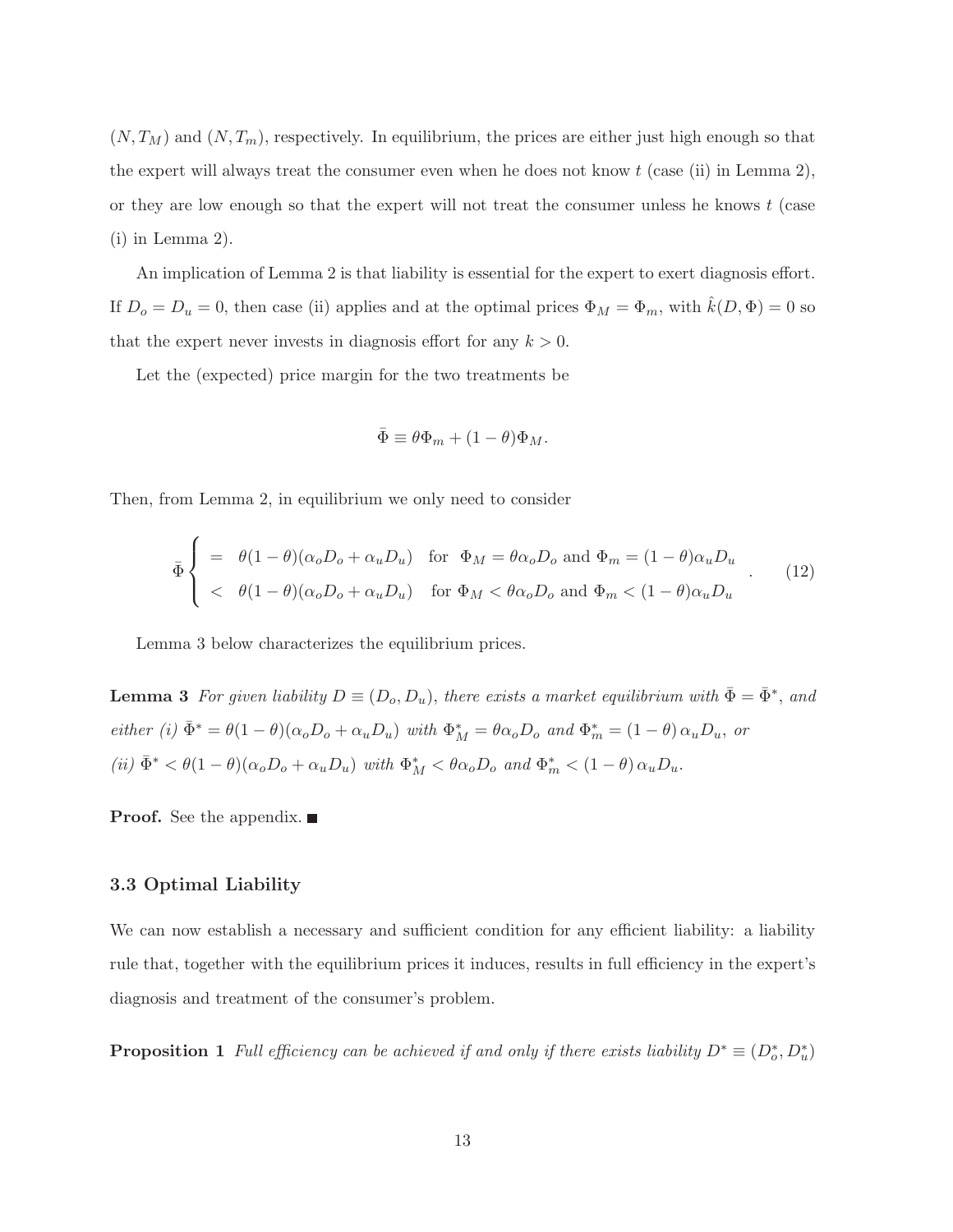$(N, T_M)$ and $(N, T_m)$, respectively. In equilibrium, the prices are either just high enough so that the expert will always treat the consumer even when he does not know $t$ (case (ii) in Lemma 2), or they are low enough so that the expert will not treat the consumer unless he knows $t$ (case (i) in Lemma 2).

An implication of Lemma 2 is that liability is essential for the expert to exert diagnosis effort. If $D_o = D_u = 0$, then case (ii) applies and at the optimal prices $\Phi_M = \Phi_m$, with $\hat{k}(D, \Phi) = 0$ so that the expert never invests in diagnosis effort for any $k > 0$.

Let the (expected) price margin for the two treatments be

$$\bar{\Phi} \equiv \theta \Phi_m + (1 - \theta)\Phi_M.$$

Then, from Lemma 2, in equilibrium we only need to consider

$$\bar{\Phi} \begin{cases} = & \theta(1-\theta)(\alpha_o D_o + \alpha_u D_u) \quad \text{for } \ \Phi_M = \theta \alpha_o D_o \text{ and } \Phi_m = (1-\theta)\alpha_u D_u \\ < & \theta(1-\theta)(\alpha_o D_o + \alpha_u D_u) \quad \text{for } \ \Phi_M < \theta \alpha_o D_o \text{ and } \Phi_m < (1-\theta)\alpha_u D_u \end{cases} . \tag{12}$$

Lemma 3 below characterizes the equilibrium prices.

**Lemma 3** *For given liability $D \equiv (D_o, D_u)$, there exists a market equilibrium with $\bar{\Phi} = \bar{\Phi}^*$, and either (i) $\bar{\Phi}^* = \theta(1-\theta)(\alpha_o D_o + \alpha_u D_u)$ with $\Phi_M^* = \theta \alpha_o D_o$ and $\Phi_m^* = (1-\theta)\alpha_u D_u$, or (ii) $\bar{\Phi}^* < \theta(1-\theta)(\alpha_o D_o + \alpha_u D_u)$ with $\Phi_M^* < \theta \alpha_o D_o$ and $\Phi_m^* < (1-\theta)\alpha_u D_u$.*

**Proof.** See the appendix. ■

### 3.3 Optimal Liability

We can now establish a necessary and sufficient condition for any efficient liability: a liability rule that, together with the equilibrium prices it induces, results in full efficiency in the expert's diagnosis and treatment of the consumer's problem.

**Proposition 1** *Full efficiency can be achieved if and only if there exists liability $D^* \equiv (D_o^*, D_u^*)$*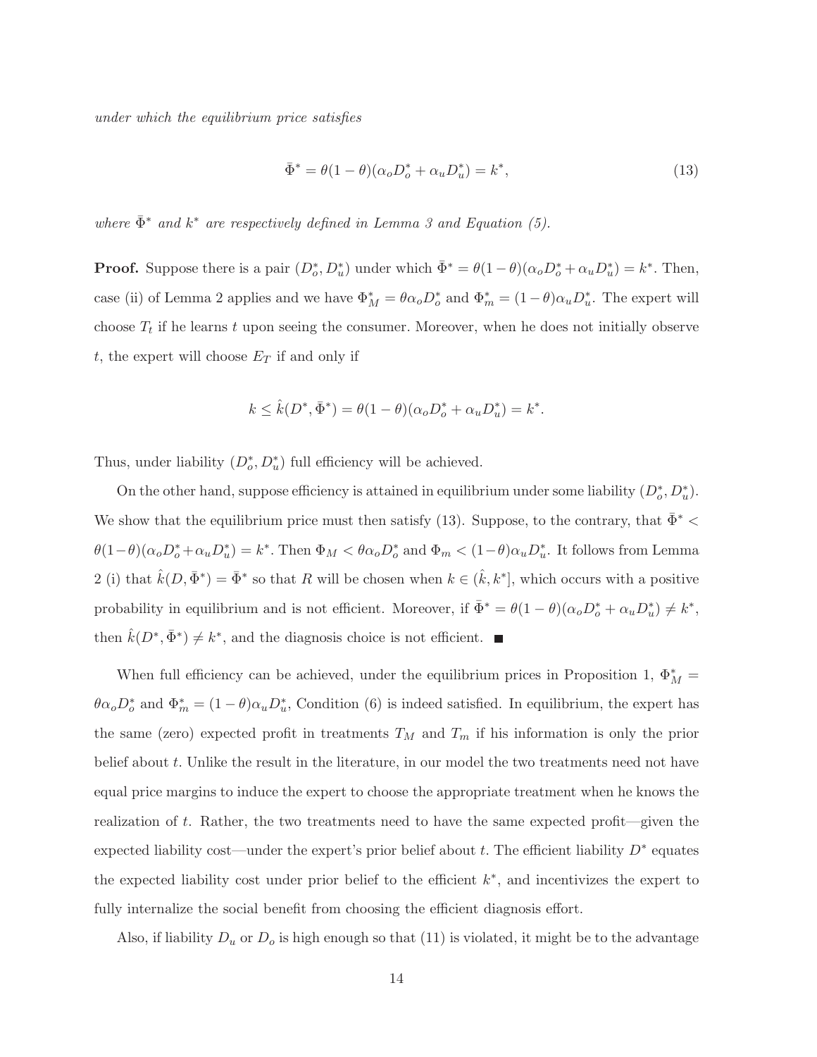*under which the equilibrium price satisfies*

$$\bar{\Phi}^* = \theta(1-\theta)(\alpha_o D_o^* + \alpha_u D_u^*) = k^*, \tag{13}$$

*where $\bar{\Phi}^*$ and $k^*$ are respectively defined in Lemma 3 and Equation (5).*

**Proof.** Suppose there is a pair $(D_o^*, D_u^*)$ under which $\bar{\Phi}^* = \theta(1-\theta)(\alpha_o D_o^* + \alpha_u D_u^*) = k^*$. Then, case (ii) of Lemma 2 applies and we have $\Phi_M^* = \theta\alpha_o D_o^*$ and $\Phi_m^* = (1-\theta)\alpha_u D_u^*$. The expert will choose $T_t$ if he learns $t$ upon seeing the consumer. Moreover, when he does not initially observe $t$, the expert will choose $E_T$ if and only if

$$k \leq \hat{k}(D^*, \bar{\Phi}^*) = \theta(1-\theta)(\alpha_o D_o^* + \alpha_u D_u^*) = k^*.$$

Thus, under liability $(D_o^*, D_u^*)$ full efficiency will be achieved.

On the other hand, suppose efficiency is attained in equilibrium under some liability $(D_o^*, D_u^*)$. We show that the equilibrium price must then satisfy (13). Suppose, to the contrary, that $\bar{\Phi}^* < \theta(1-\theta)(\alpha_o D_o^* + \alpha_u D_u^*) = k^*$. Then $\Phi_M < \theta\alpha_o D_o^*$ and $\Phi_m < (1-\theta)\alpha_u D_u^*$. It follows from Lemma 2 (i) that $\hat{k}(D, \bar{\Phi}^*) = \bar{\Phi}^*$ so that $R$ will be chosen when $k \in (\hat{k}, k^*]$, which occurs with a positive probability in equilibrium and is not efficient. Moreover, if $\bar{\Phi}^* = \theta(1-\theta)(\alpha_o D_o^* + \alpha_u D_u^*) \neq k^*$, then $\hat{k}(D^*, \bar{\Phi}^*) \neq k^*$, and the diagnosis choice is not efficient. ■

When full efficiency can be achieved, under the equilibrium prices in Proposition 1, $\Phi_M^* = \theta\alpha_o D_o^*$ and $\Phi_m^* = (1-\theta)\alpha_u D_u^*$, Condition (6) is indeed satisfied. In equilibrium, the expert has the same (zero) expected profit in treatments $T_M$ and $T_m$ if his information is only the prior belief about $t$. Unlike the result in the literature, in our model the two treatments need not have equal price margins to induce the expert to choose the appropriate treatment when he knows the realization of $t$. Rather, the two treatments need to have the same expected profit—given the expected liability cost—under the expert's prior belief about $t$. The efficient liability $D^*$ equates the expected liability cost under prior belief to the efficient $k^*$, and incentivizes the expert to fully internalize the social benefit from choosing the efficient diagnosis effort.

Also, if liability $D_u$ or $D_o$ is high enough so that (11) is violated, it might be to the advantage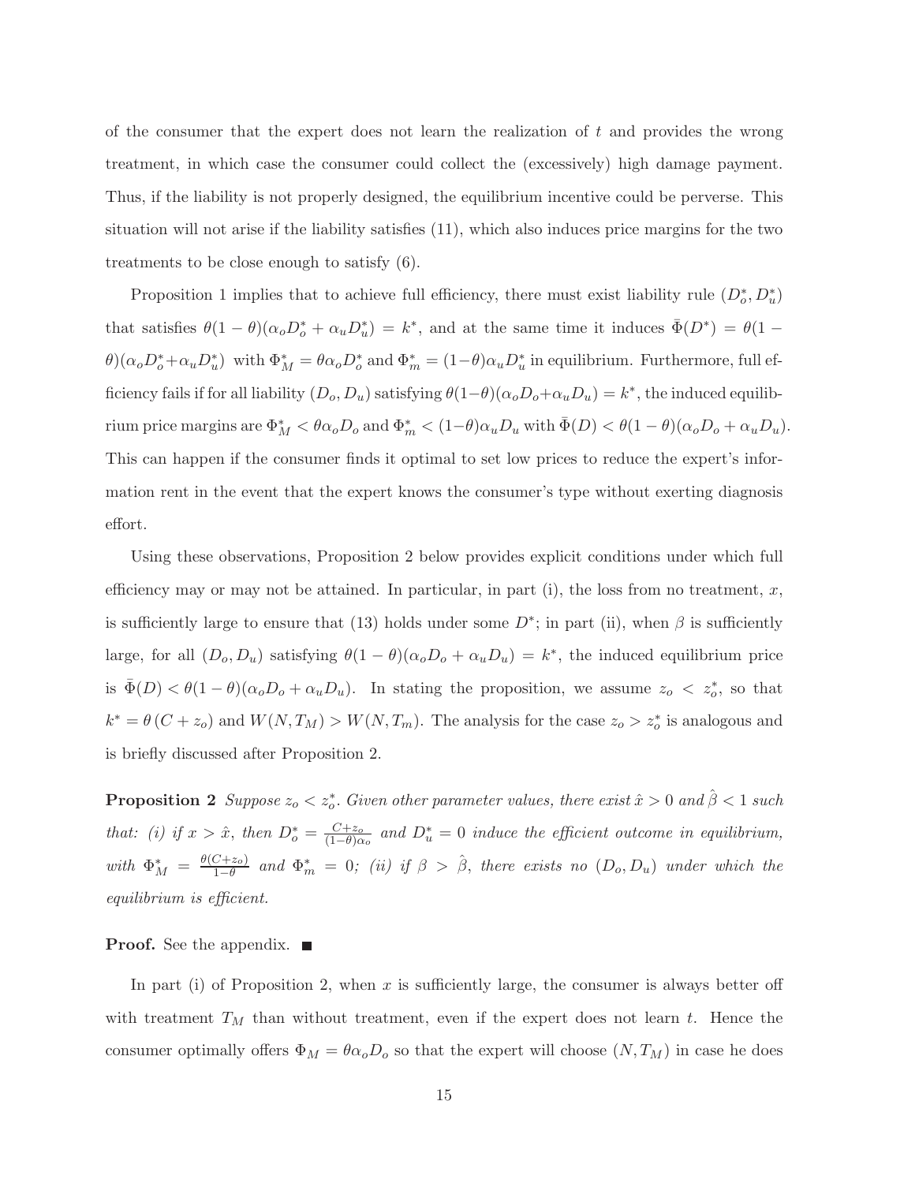of the consumer that the expert does not learn the realization of $t$ and provides the wrong treatment, in which case the consumer could collect the (excessively) high damage payment. Thus, if the liability is not properly designed, the equilibrium incentive could be perverse. This situation will not arise if the liability satisfies (11), which also induces price margins for the two treatments to be close enough to satisfy (6).

Proposition 1 implies that to achieve full efficiency, there must exist liability rule $(D_o^*, D_u^*)$ that satisfies $\theta(1-\theta)(\alpha_o D_o^* + \alpha_u D_u^*) = k^*$, and at the same time it induces $\bar{\Phi}(D^*) = \theta(1-\theta)(\alpha_o D_o^* + \alpha_u D_u^*)$ with $\Phi_M^* = \theta\alpha_o D_o^*$ and $\Phi_m^* = (1-\theta)\alpha_u D_u^*$ in equilibrium. Furthermore, full efficiency fails if for all liability $(D_o, D_u)$ satisfying $\theta(1-\theta)(\alpha_o D_o + \alpha_u D_u) = k^*$, the induced equilibrium price margins are $\Phi_M^* < \theta\alpha_o D_o$ and $\Phi_m^* < (1-\theta)\alpha_u D_u$ with $\bar{\Phi}(D) < \theta(1-\theta)(\alpha_o D_o + \alpha_u D_u)$. This can happen if the consumer finds it optimal to set low prices to reduce the expert's information rent in the event that the expert knows the consumer's type without exerting diagnosis effort.

Using these observations, Proposition 2 below provides explicit conditions under which full efficiency may or may not be attained. In particular, in part (i), the loss from no treatment, $x$, is sufficiently large to ensure that (13) holds under some $D^*$; in part (ii), when $\beta$ is sufficiently large, for all $(D_o, D_u)$ satisfying $\theta(1-\theta)(\alpha_o D_o + \alpha_u D_u) = k^*$, the induced equilibrium price is $\bar{\Phi}(D) < \theta(1-\theta)(\alpha_o D_o + \alpha_u D_u)$. In stating the proposition, we assume $z_o < z_o^*$, so that $k^* = \theta(C + z_o)$ and $W(N, T_M) > W(N, T_m)$. The analysis for the case $z_o > z_o^*$ is analogous and is briefly discussed after Proposition 2.

**Proposition 2** *Suppose $z_o < z_o^*$. Given other parameter values, there exist $\hat{x} > 0$ and $\hat{\beta} < 1$ such that: (i) if $x > \hat{x}$, then $D_o^* = \frac{C+z_o}{(1-\theta)\alpha_o}$ and $D_u^* = 0$ induce the efficient outcome in equilibrium, with $\Phi_M^* = \frac{\theta(C+z_o)}{1-\theta}$ and $\Phi_m^* = 0$; (ii) if $\beta > \hat{\beta}$, there exists no $(D_o, D_u)$ under which the equilibrium is efficient.*

**Proof.** See the appendix. ∎

In part (i) of Proposition 2, when $x$ is sufficiently large, the consumer is always better off with treatment $T_M$ than without treatment, even if the expert does not learn $t$. Hence the consumer optimally offers $\Phi_M = \theta\alpha_o D_o$ so that the expert will choose $(N, T_M)$ in case he does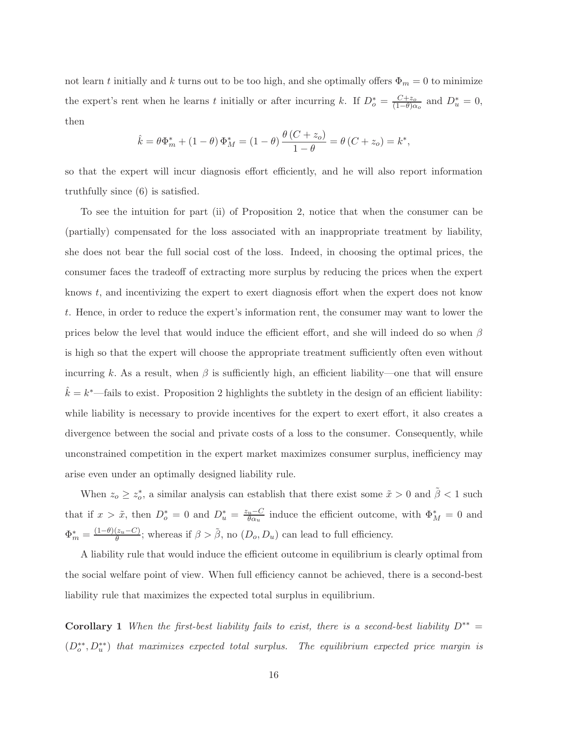not learn $t$ initially and $k$ turns out to be too high, and she optimally offers $\Phi_m = 0$ to minimize the expert's rent when he learns $t$ initially or after incurring $k$. If $D_o^* = \frac{C+z_o}{(1-\theta)\alpha_o}$ and $D_u^* = 0$, then

$$\hat{k} = \theta \Phi_m^* + (1-\theta)\Phi_M^* = (1-\theta)\frac{\theta(C+z_o)}{1-\theta} = \theta(C+z_o) = k^*,$$

so that the expert will incur diagnosis effort efficiently, and he will also report information truthfully since (6) is satisfied.

To see the intuition for part (ii) of Proposition 2, notice that when the consumer can be (partially) compensated for the loss associated with an inappropriate treatment by liability, she does not bear the full social cost of the loss. Indeed, in choosing the optimal prices, the consumer faces the tradeoff of extracting more surplus by reducing the prices when the expert knows $t$, and incentivizing the expert to exert diagnosis effort when the expert does not know $t$. Hence, in order to reduce the expert's information rent, the consumer may want to lower the prices below the level that would induce the efficient effort, and she will indeed do so when $\beta$ is high so that the expert will choose the appropriate treatment sufficiently often even without incurring $k$. As a result, when $\beta$ is sufficiently high, an efficient liability—one that will ensure $\hat{k} = k^*$—fails to exist. Proposition 2 highlights the subtlety in the design of an efficient liability: while liability is necessary to provide incentives for the expert to exert effort, it also creates a divergence between the social and private costs of a loss to the consumer. Consequently, while unconstrained competition in the expert market maximizes consumer surplus, inefficiency may arise even under an optimally designed liability rule.

When $z_o \geq z_o^*$, a similar analysis can establish that there exist some $\tilde{x} > 0$ and $\tilde{\beta} < 1$ such that if $x > \tilde{x}$, then $D_o^* = 0$ and $D_u^* = \frac{z_u - C}{\theta \alpha_u}$ induce the efficient outcome, with $\Phi_M^* = 0$ and $\Phi_m^* = \frac{(1-\theta)(z_u - C)}{\theta}$; whereas if $\beta > \tilde{\beta}$, no $(D_o, D_u)$ can lead to full efficiency.

A liability rule that would induce the efficient outcome in equilibrium is clearly optimal from the social welfare point of view. When full efficiency cannot be achieved, there is a second-best liability rule that maximizes the expected total surplus in equilibrium.

**Corollary 1** *When the first-best liability fails to exist, there is a second-best liability $D^{**} = (D_o^{**}, D_u^{**})$ that maximizes expected total surplus. The equilibrium expected price margin is*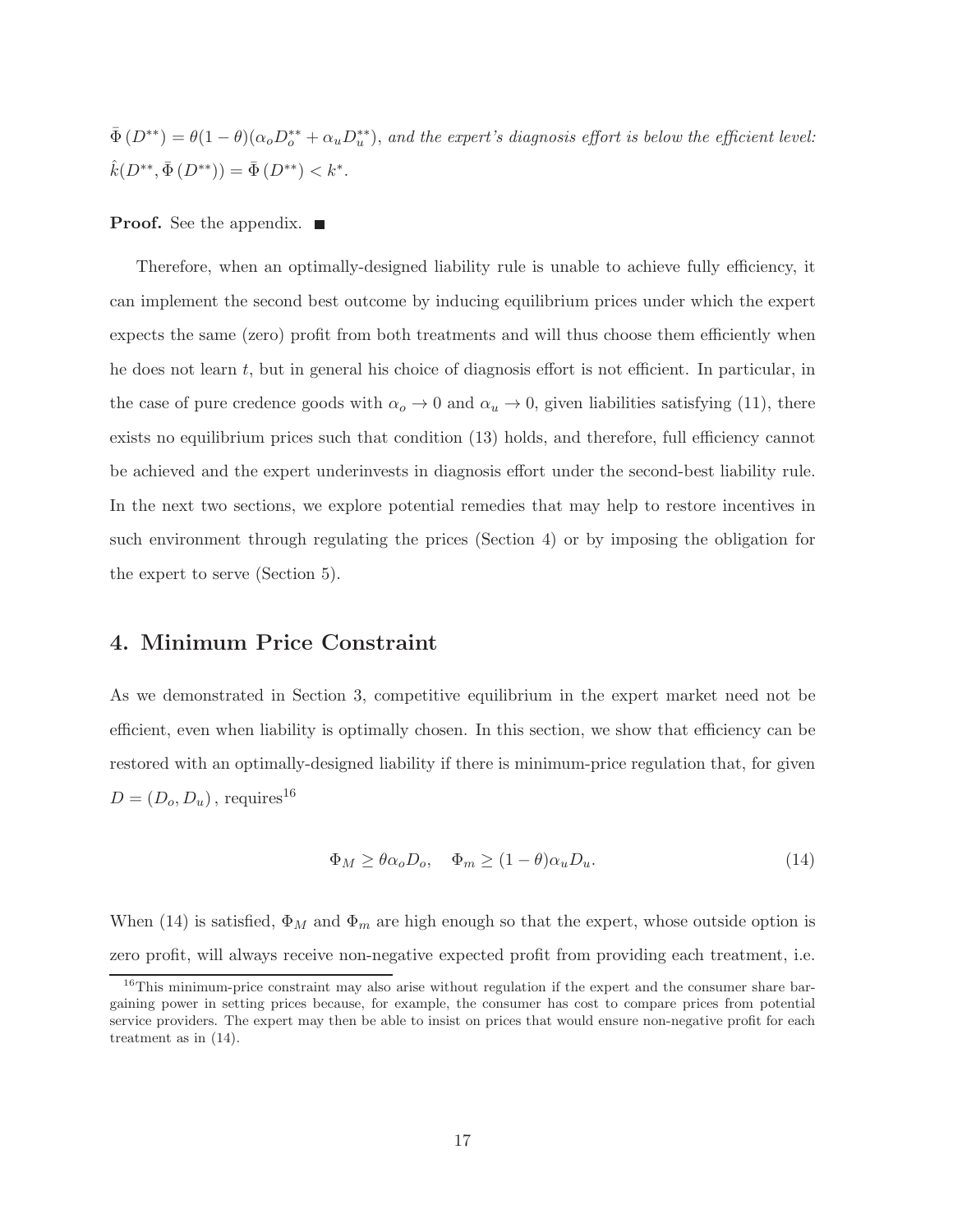$\bar{\Phi}(D^{**}) = \theta(1-\theta)(\alpha_o D_o^{**} + \alpha_u D_u^{**})$, *and the expert's diagnosis effort is below the efficient level:* $\hat{k}(D^{**}, \bar{\Phi}(D^{**})) = \bar{\Phi}(D^{**}) < k^*$.

**Proof.** See the appendix. ∎

Therefore, when an optimally-designed liability rule is unable to achieve fully efficiency, it can implement the second best outcome by inducing equilibrium prices under which the expert expects the same (zero) profit from both treatments and will thus choose them efficiently when he does not learn $t$, but in general his choice of diagnosis effort is not efficient. In particular, in the case of pure credence goods with $\alpha_o \to 0$ and $\alpha_u \to 0$, given liabilities satisfying (11), there exists no equilibrium prices such that condition (13) holds, and therefore, full efficiency cannot be achieved and the expert underinvests in diagnosis effort under the second-best liability rule. In the next two sections, we explore potential remedies that may help to restore incentives in such environment through regulating the prices (Section 4) or by imposing the obligation for the expert to serve (Section 5).

## 4. Minimum Price Constraint

As we demonstrated in Section 3, competitive equilibrium in the expert market need not be efficient, even when liability is optimally chosen. In this section, we show that efficiency can be restored with an optimally-designed liability if there is minimum-price regulation that, for given $D = (D_o, D_u)$, requires[16]

$$\Phi_M \geq \theta\alpha_o D_o, \quad \Phi_m \geq (1-\theta)\alpha_u D_u. \tag{14}$$

When (14) is satisfied, $\Phi_M$ and $\Phi_m$ are high enough so that the expert, whose outside option is zero profit, will always receive non-negative expected profit from providing each treatment, i.e.

[16] This minimum-price constraint may also arise without regulation if the expert and the consumer share bargaining power in setting prices because, for example, the consumer has cost to compare prices from potential service providers. The expert may then be able to insist on prices that would ensure non-negative profit for each treatment as in (14).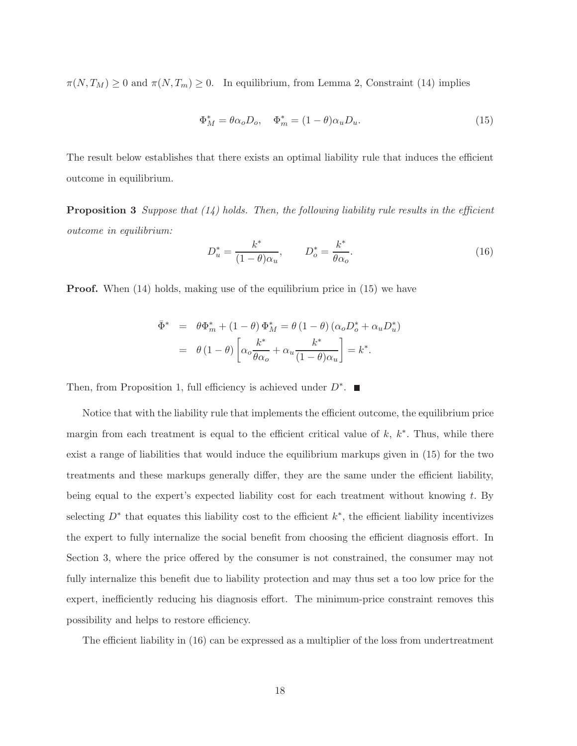$\pi(N, T_M) \geq 0$ and $\pi(N, T_m) \geq 0$. In equilibrium, from Lemma 2, Constraint (14) implies

$$\Phi_M^* = \theta \alpha_o D_o, \quad \Phi_m^* = (1-\theta)\alpha_u D_u. \tag{15}$$

The result below establishes that there exists an optimal liability rule that induces the efficient outcome in equilibrium.

**Proposition 3** *Suppose that (14) holds. Then, the following liability rule results in the efficient outcome in equilibrium:*

$$D_u^* = \frac{k^*}{(1-\theta)\alpha_u}, \qquad D_o^* = \frac{k^*}{\theta \alpha_o}. \tag{16}$$

**Proof.** When (14) holds, making use of the equilibrium price in (15) we have

$$\begin{aligned}
\bar{\Phi}^* &= \theta \Phi_m^* + (1-\theta)\Phi_M^* = \theta(1-\theta)(\alpha_o D_o^* + \alpha_u D_u^*) \\
&= \theta(1-\theta)\left[\alpha_o \frac{k^*}{\theta \alpha_o} + \alpha_u \frac{k^*}{(1-\theta)\alpha_u}\right] = k^*.
\end{aligned}$$

Then, from Proposition 1, full efficiency is achieved under $D^*$. ■

Notice that with the liability rule that implements the efficient outcome, the equilibrium price margin from each treatment is equal to the efficient critical value of $k$, $k^*$. Thus, while there exist a range of liabilities that would induce the equilibrium markups given in (15) for the two treatments and these markups generally differ, they are the same under the efficient liability, being equal to the expert's expected liability cost for each treatment without knowing $t$. By selecting $D^*$ that equates this liability cost to the efficient $k^*$, the efficient liability incentivizes the expert to fully internalize the social benefit from choosing the efficient diagnosis effort. In Section 3, where the price offered by the consumer is not constrained, the consumer may not fully internalize this benefit due to liability protection and may thus set a too low price for the expert, inefficiently reducing his diagnosis effort. The minimum-price constraint removes this possibility and helps to restore efficiency.

The efficient liability in (16) can be expressed as a multiplier of the loss from undertreatment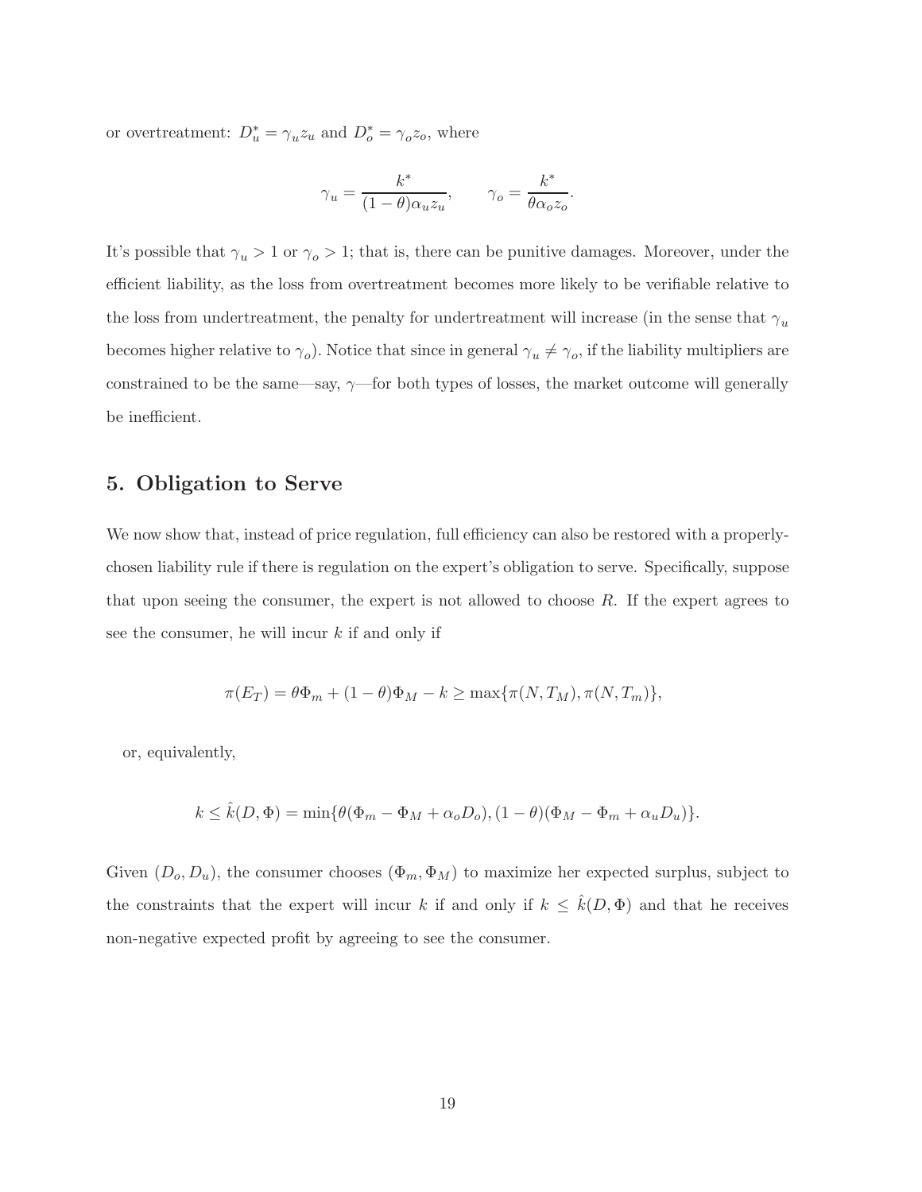or overtreatment: $D_u^* = \gamma_u z_u$ and $D_o^* = \gamma_o z_o$, where

$$\gamma_u = \frac{k^*}{(1-\theta)\alpha_u z_u}, \qquad \gamma_o = \frac{k^*}{\theta \alpha_o z_o}.$$

It's possible that $\gamma_u > 1$ or $\gamma_o > 1$; that is, there can be punitive damages. Moreover, under the efficient liability, as the loss from overtreatment becomes more likely to be verifiable relative to the loss from undertreatment, the penalty for undertreatment will increase (in the sense that $\gamma_u$ becomes higher relative to $\gamma_o$). Notice that since in general $\gamma_u \neq \gamma_o$, if the liability multipliers are constrained to be the same—say, $\gamma$—for both types of losses, the market outcome will generally be inefficient.

## 5. Obligation to Serve

We now show that, instead of price regulation, full efficiency can also be restored with a properly-chosen liability rule if there is regulation on the expert's obligation to serve. Specifically, suppose that upon seeing the consumer, the expert is not allowed to choose $R$. If the expert agrees to see the consumer, he will incur $k$ if and only if

$$\pi(E_T) = \theta\Phi_m + (1-\theta)\Phi_M - k \geq \max\{\pi(N, T_M), \pi(N, T_m)\},$$

or, equivalently,

$$k \leq \hat{k}(D, \Phi) = \min\{\theta(\Phi_m - \Phi_M + \alpha_o D_o), (1-\theta)(\Phi_M - \Phi_m + \alpha_u D_u)\}.$$

Given $(D_o, D_u)$, the consumer chooses $(\Phi_m, \Phi_M)$ to maximize her expected surplus, subject to the constraints that the expert will incur $k$ if and only if $k \leq \hat{k}(D, \Phi)$ and that he receives non-negative expected profit by agreeing to see the consumer.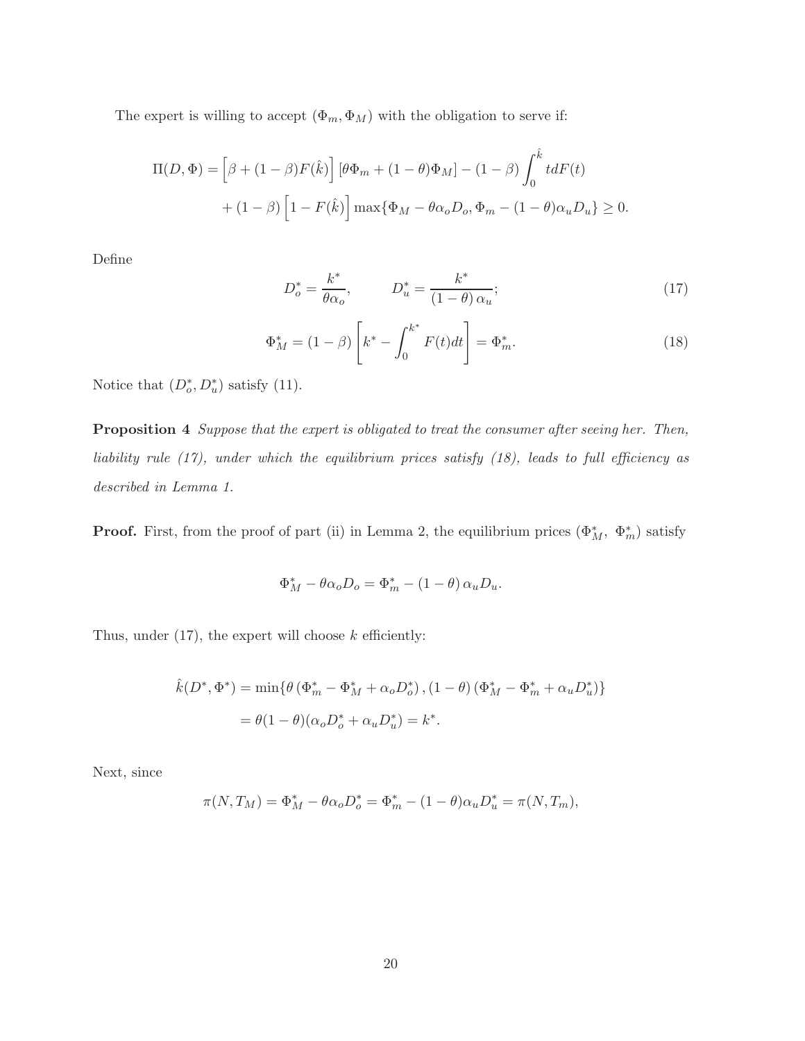The expert is willing to accept $(\Phi_m, \Phi_M)$ with the obligation to serve if:

$$
\begin{aligned}
\Pi(D, \Phi) = &\left[\beta + (1-\beta)F(\hat{k})\right]\left[\theta\Phi_m + (1-\theta)\Phi_M\right] - (1-\beta)\int_0^{\hat{k}} t dF(t) \\
&+ (1-\beta)\left[1 - F(\hat{k})\right]\max\{\Phi_M - \theta\alpha_o D_o, \Phi_m - (1-\theta)\alpha_u D_u\} \geq 0.
\end{aligned}
$$

Define

$$
D_o^* = \frac{k^*}{\theta\alpha_o}, \qquad D_u^* = \frac{k^*}{(1-\theta)\alpha_u}; \tag{17}
$$

$$
\Phi_M^* = (1-\beta)\left[k^* - \int_0^{k^*} F(t)dt\right] = \Phi_m^*. \tag{18}
$$

Notice that $(D_o^*, D_u^*)$ satisfy (11).

**Proposition 4** *Suppose that the expert is obligated to treat the consumer after seeing her. Then, liability rule (17), under which the equilibrium prices satisfy (18), leads to full efficiency as described in Lemma 1.*

**Proof.** First, from the proof of part (ii) in Lemma 2, the equilibrium prices $(\Phi_M^*,\ \Phi_m^*)$ satisfy

$$
\Phi_M^* - \theta\alpha_o D_o = \Phi_m^* - (1-\theta)\alpha_u D_u.
$$

Thus, under (17), the expert will choose $k$ efficiently:

$$
\begin{aligned}
\hat{k}(D^*, \Phi^*) &= \min\{\theta\left(\Phi_m^* - \Phi_M^* + \alpha_o D_o^*\right), (1-\theta)\left(\Phi_M^* - \Phi_m^* + \alpha_u D_u^*\right)\} \\
&= \theta(1-\theta)(\alpha_o D_o^* + \alpha_u D_u^*) = k^*.
\end{aligned}
$$

Next, since

$$
\pi(N, T_M) = \Phi_M^* - \theta\alpha_o D_o^* = \Phi_m^* - (1-\theta)\alpha_u D_u^* = \pi(N, T_m),
$$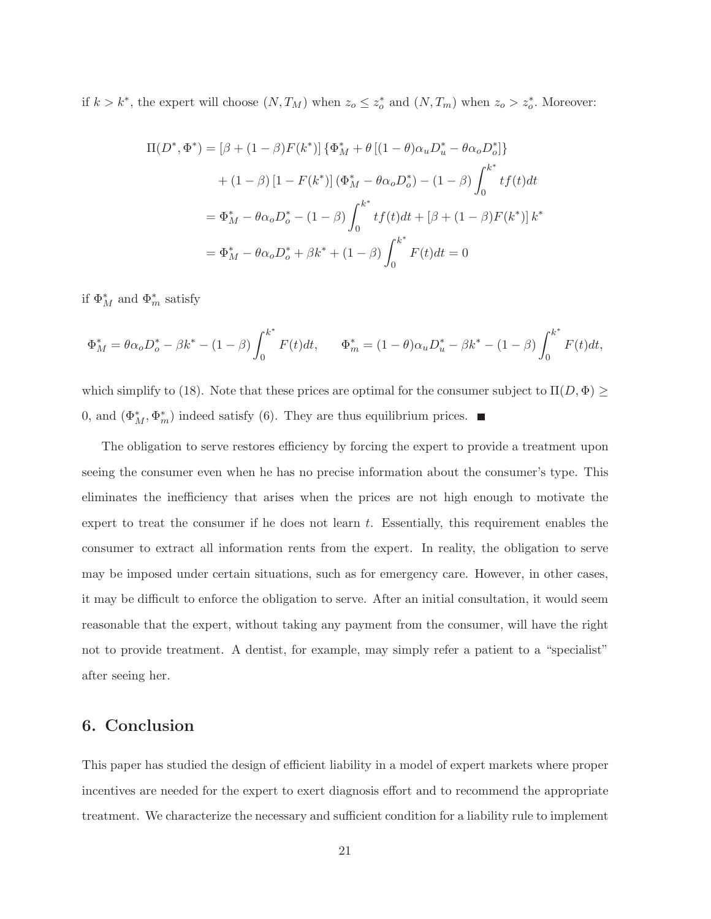if $k > k^*$, the expert will choose $(N, T_M)$ when $z_o \leq z_o^*$ and $(N, T_m)$ when $z_o > z_o^*$. Moreover:

$$
\begin{aligned}
\Pi(D^*, \Phi^*) &= [\beta + (1-\beta)F(k^*)] \left\{\Phi_M^* + \theta\left[(1-\theta)\alpha_u D_u^* - \theta\alpha_o D_o^*\right]\right\} \\
&\quad + (1-\beta)\left[1 - F(k^*)\right](\Phi_M^* - \theta\alpha_o D_o^*) - (1-\beta)\int_0^{k^*} tf(t)dt \\
&= \Phi_M^* - \theta\alpha_o D_o^* - (1-\beta)\int_0^{k^*} tf(t)dt + [\beta + (1-\beta)F(k^*)]\, k^* \\
&= \Phi_M^* - \theta\alpha_o D_o^* + \beta k^* + (1-\beta)\int_0^{k^*} F(t)dt = 0
\end{aligned}
$$

if $\Phi_M^*$ and $\Phi_m^*$ satisfy

$$
\Phi_M^* = \theta\alpha_o D_o^* - \beta k^* - (1-\beta)\int_0^{k^*} F(t)dt, \qquad \Phi_m^* = (1-\theta)\alpha_u D_u^* - \beta k^* - (1-\beta)\int_0^{k^*} F(t)dt,
$$

which simplify to (18). Note that these prices are optimal for the consumer subject to $\Pi(D, \Phi) \geq 0$, and $(\Phi_M^*, \Phi_m^*)$ indeed satisfy (6). They are thus equilibrium prices. ■

The obligation to serve restores efficiency by forcing the expert to provide a treatment upon seeing the consumer even when he has no precise information about the consumer's type. This eliminates the inefficiency that arises when the prices are not high enough to motivate the expert to treat the consumer if he does not learn $t$. Essentially, this requirement enables the consumer to extract all information rents from the expert. In reality, the obligation to serve may be imposed under certain situations, such as for emergency care. However, in other cases, it may be difficult to enforce the obligation to serve. After an initial consultation, it would seem reasonable that the expert, without taking any payment from the consumer, will have the right not to provide treatment. A dentist, for example, may simply refer a patient to a "specialist" after seeing her.

## 6. Conclusion

This paper has studied the design of efficient liability in a model of expert markets where proper incentives are needed for the expert to exert diagnosis effort and to recommend the appropriate treatment. We characterize the necessary and sufficient condition for a liability rule to implement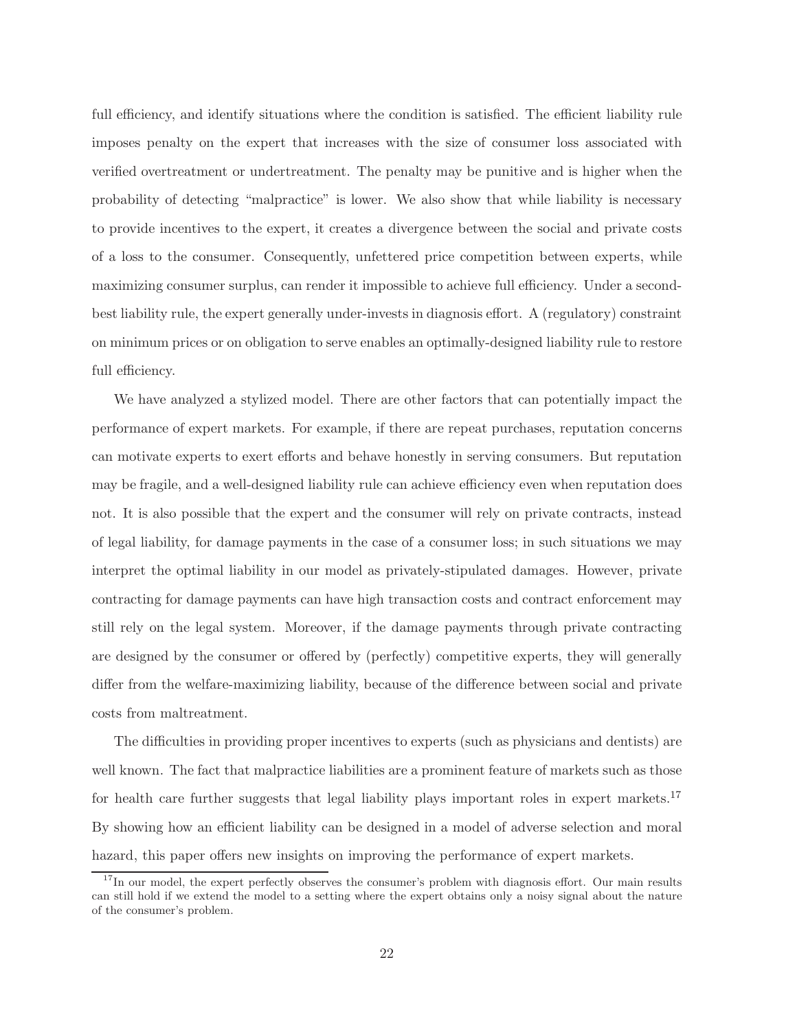full efficiency, and identify situations where the condition is satisfied. The efficient liability rule imposes penalty on the expert that increases with the size of consumer loss associated with verified overtreatment or undertreatment. The penalty may be punitive and is higher when the probability of detecting "malpractice" is lower. We also show that while liability is necessary to provide incentives to the expert, it creates a divergence between the social and private costs of a loss to the consumer. Consequently, unfettered price competition between experts, while maximizing consumer surplus, can render it impossible to achieve full efficiency. Under a second-best liability rule, the expert generally under-invests in diagnosis effort. A (regulatory) constraint on minimum prices or on obligation to serve enables an optimally-designed liability rule to restore full efficiency.

We have analyzed a stylized model. There are other factors that can potentially impact the performance of expert markets. For example, if there are repeat purchases, reputation concerns can motivate experts to exert efforts and behave honestly in serving consumers. But reputation may be fragile, and a well-designed liability rule can achieve efficiency even when reputation does not. It is also possible that the expert and the consumer will rely on private contracts, instead of legal liability, for damage payments in the case of a consumer loss; in such situations we may interpret the optimal liability in our model as privately-stipulated damages. However, private contracting for damage payments can have high transaction costs and contract enforcement may still rely on the legal system. Moreover, if the damage payments through private contracting are designed by the consumer or offered by (perfectly) competitive experts, they will generally differ from the welfare-maximizing liability, because of the difference between social and private costs from maltreatment.

The difficulties in providing proper incentives to experts (such as physicians and dentists) are well known. The fact that malpractice liabilities are a prominent feature of markets such as those for health care further suggests that legal liability plays important roles in expert markets.[17] By showing how an efficient liability can be designed in a model of adverse selection and moral hazard, this paper offers new insights on improving the performance of expert markets.

[17] In our model, the expert perfectly observes the consumer's problem with diagnosis effort. Our main results can still hold if we extend the model to a setting where the expert obtains only a noisy signal about the nature of the consumer's problem.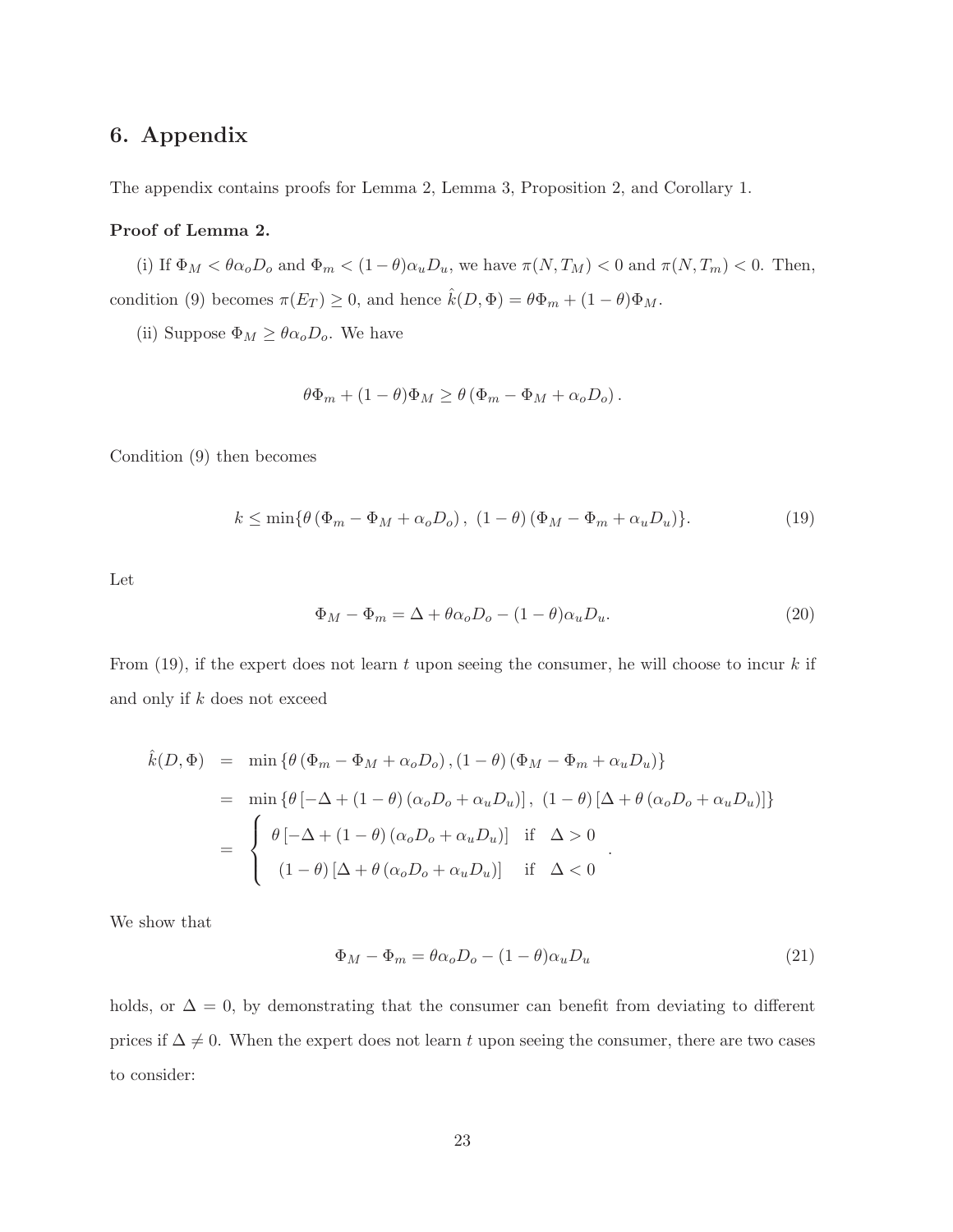## 6. Appendix

The appendix contains proofs for Lemma 2, Lemma 3, Proposition 2, and Corollary 1.

**Proof of Lemma 2.**

(i) If $\Phi_M < \theta\alpha_o D_o$ and $\Phi_m < (1-\theta)\alpha_u D_u$, we have $\pi(N, T_M) < 0$ and $\pi(N, T_m) < 0$. Then, condition (9) becomes $\pi(E_T) \geq 0$, and hence $\hat{k}(D, \Phi) = \theta\Phi_m + (1-\theta)\Phi_M$.

(ii) Suppose $\Phi_M \geq \theta\alpha_o D_o$. We have

$$\theta\Phi_m + (1-\theta)\Phi_M \geq \theta\left(\Phi_m - \Phi_M + \alpha_o D_o\right).$$

Condition (9) then becomes

$$k \leq \min\{\theta\left(\Phi_m - \Phi_M + \alpha_o D_o\right),\ (1-\theta)\left(\Phi_M - \Phi_m + \alpha_u D_u\right)\}. \tag{19}$$

Let

$$\Phi_M - \Phi_m = \Delta + \theta\alpha_o D_o - (1-\theta)\alpha_u D_u. \tag{20}$$

From (19), if the expert does not learn $t$ upon seeing the consumer, he will choose to incur $k$ if and only if $k$ does not exceed

$$\begin{aligned}
\hat{k}(D,\Phi) &= \min\left\{\theta\left(\Phi_m - \Phi_M + \alpha_o D_o\right), (1-\theta)\left(\Phi_M - \Phi_m + \alpha_u D_u\right)\right\} \\
&= \min\left\{\theta\left[-\Delta + (1-\theta)\left(\alpha_o D_o + \alpha_u D_u\right)\right],\ (1-\theta)\left[\Delta + \theta\left(\alpha_o D_o + \alpha_u D_u\right)\right]\right\} \\
&= \begin{cases} \theta\left[-\Delta + (1-\theta)\left(\alpha_o D_o + \alpha_u D_u\right)\right] & \text{if} \quad \Delta > 0 \\ (1-\theta)\left[\Delta + \theta\left(\alpha_o D_o + \alpha_u D_u\right)\right] & \text{if} \quad \Delta < 0 \end{cases}.
\end{aligned}$$

We show that

$$\Phi_M - \Phi_m = \theta\alpha_o D_o - (1-\theta)\alpha_u D_u \tag{21}$$

holds, or $\Delta = 0$, by demonstrating that the consumer can benefit from deviating to different prices if $\Delta \neq 0$. When the expert does not learn $t$ upon seeing the consumer, there are two cases to consider: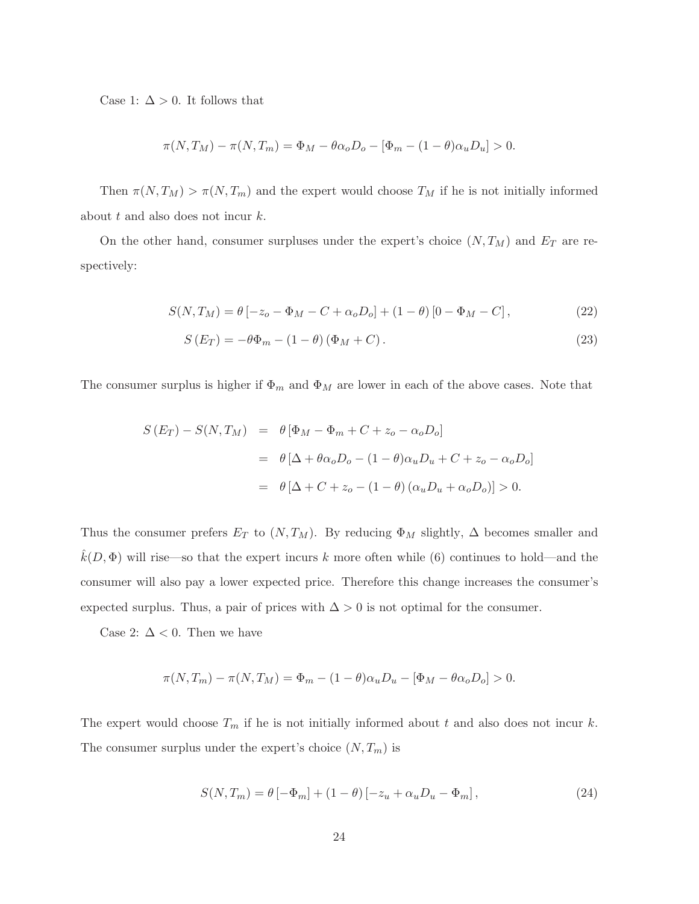Case 1: $\Delta > 0$. It follows that

$$\pi(N, T_M) - \pi(N, T_m) = \Phi_M - \theta\alpha_o D_o - [\Phi_m - (1-\theta)\alpha_u D_u] > 0.$$

Then $\pi(N, T_M) > \pi(N, T_m)$ and the expert would choose $T_M$ if he is not initially informed about $t$ and also does not incur $k$.

On the other hand, consumer surpluses under the expert's choice $(N, T_M)$ and $E_T$ are respectively:

$$S(N, T_M) = \theta\left[-z_o - \Phi_M - C + \alpha_o D_o\right] + (1-\theta)\left[0 - \Phi_M - C\right], \tag{22}$$

$$S\left(E_T\right) = -\theta\Phi_m - (1-\theta)\left(\Phi_M + C\right). \tag{23}$$

The consumer surplus is higher if $\Phi_m$ and $\Phi_M$ are lower in each of the above cases. Note that

$$\begin{aligned}
S\left(E_T\right) - S(N, T_M) &= \theta\left[\Phi_M - \Phi_m + C + z_o - \alpha_o D_o\right] \\
&= \theta\left[\Delta + \theta\alpha_o D_o - (1-\theta)\alpha_u D_u + C + z_o - \alpha_o D_o\right] \\
&= \theta\left[\Delta + C + z_o - (1-\theta)\left(\alpha_u D_u + \alpha_o D_o\right)\right] > 0.
\end{aligned}$$

Thus the consumer prefers $E_T$ to $(N, T_M)$. By reducing $\Phi_M$ slightly, $\Delta$ becomes smaller and $\hat{k}(D, \Phi)$ will rise—so that the expert incurs $k$ more often while (6) continues to hold—and the consumer will also pay a lower expected price. Therefore this change increases the consumer's expected surplus. Thus, a pair of prices with $\Delta > 0$ is not optimal for the consumer.

Case 2: $\Delta < 0$. Then we have

$$\pi(N, T_m) - \pi(N, T_M) = \Phi_m - (1-\theta)\alpha_u D_u - [\Phi_M - \theta\alpha_o D_o] > 0.$$

The expert would choose $T_m$ if he is not initially informed about $t$ and also does not incur $k$. The consumer surplus under the expert's choice $(N, T_m)$ is

$$S(N, T_m) = \theta\left[-\Phi_m\right] + (1-\theta)\left[-z_u + \alpha_u D_u - \Phi_m\right], \tag{24}$$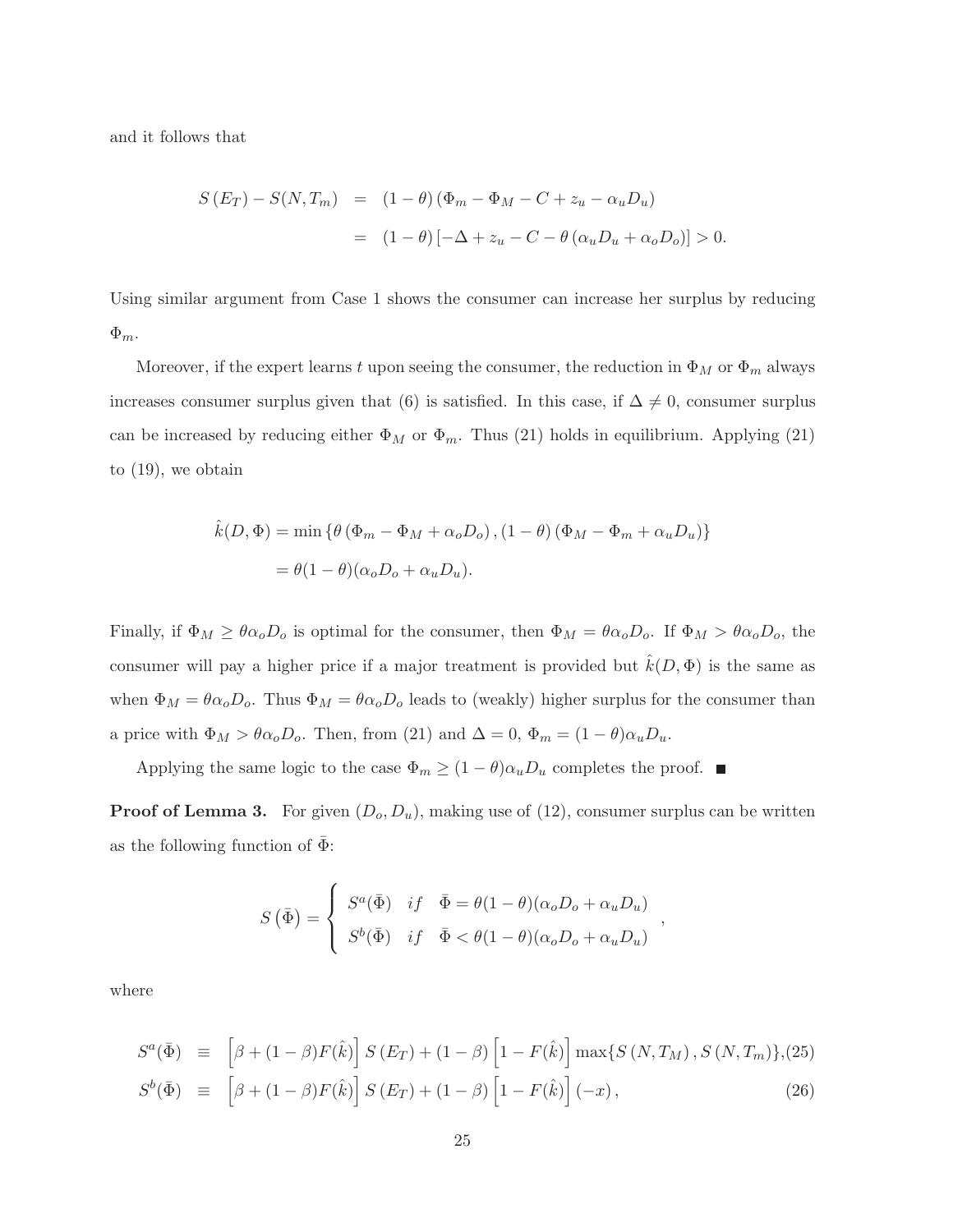and it follows that

$$
\begin{aligned}
S(E_T) - S(N, T_m) &= (1-\theta)(\Phi_m - \Phi_M - C + z_u - \alpha_u D_u) \\
&= (1-\theta)\left[-\Delta + z_u - C - \theta(\alpha_u D_u + \alpha_o D_o)\right] > 0.
\end{aligned}
$$

Using similar argument from Case 1 shows the consumer can increase her surplus by reducing $\Phi_m$.

Moreover, if the expert learns $t$ upon seeing the consumer, the reduction in $\Phi_M$ or $\Phi_m$ always increases consumer surplus given that (6) is satisfied. In this case, if $\Delta \neq 0$, consumer surplus can be increased by reducing either $\Phi_M$ or $\Phi_m$. Thus (21) holds in equilibrium. Applying (21) to (19), we obtain

$$
\begin{aligned}
\hat{k}(D, \Phi) &= \min\left\{\theta(\Phi_m - \Phi_M + \alpha_o D_o), (1-\theta)(\Phi_M - \Phi_m + \alpha_u D_u)\right\} \\
&= \theta(1-\theta)(\alpha_o D_o + \alpha_u D_u).
\end{aligned}
$$

Finally, if $\Phi_M \geq \theta\alpha_o D_o$ is optimal for the consumer, then $\Phi_M = \theta\alpha_o D_o$. If $\Phi_M > \theta\alpha_o D_o$, the consumer will pay a higher price if a major treatment is provided but $\hat{k}(D, \Phi)$ is the same as when $\Phi_M = \theta\alpha_o D_o$. Thus $\Phi_M = \theta\alpha_o D_o$ leads to (weakly) higher surplus for the consumer than a price with $\Phi_M > \theta\alpha_o D_o$. Then, from (21) and $\Delta = 0$, $\Phi_m = (1-\theta)\alpha_u D_u$.

Applying the same logic to the case $\Phi_m \geq (1-\theta)\alpha_u D_u$ completes the proof. ■

**Proof of Lemma 3.** For given $(D_o, D_u)$, making use of (12), consumer surplus can be written as the following function of $\bar{\Phi}$:

$$
S(\bar{\Phi}) = \begin{cases} S^a(\bar{\Phi}) & if \quad \bar{\Phi} = \theta(1-\theta)(\alpha_o D_o + \alpha_u D_u) \\ S^b(\bar{\Phi}) & if \quad \bar{\Phi} < \theta(1-\theta)(\alpha_o D_o + \alpha_u D_u) \end{cases},
$$

where

$$
S^a(\bar{\Phi}) \equiv \left[\beta + (1-\beta)F(\hat{k})\right] S(E_T) + (1-\beta)\left[1 - F(\hat{k})\right] \max\{S(N, T_M), S(N, T_m)\}, \tag{25}
$$

$$
S^b(\bar{\Phi}) \equiv \left[\beta + (1-\beta)F(\hat{k})\right] S(E_T) + (1-\beta)\left[1 - F(\hat{k})\right](-x), \tag{26}
$$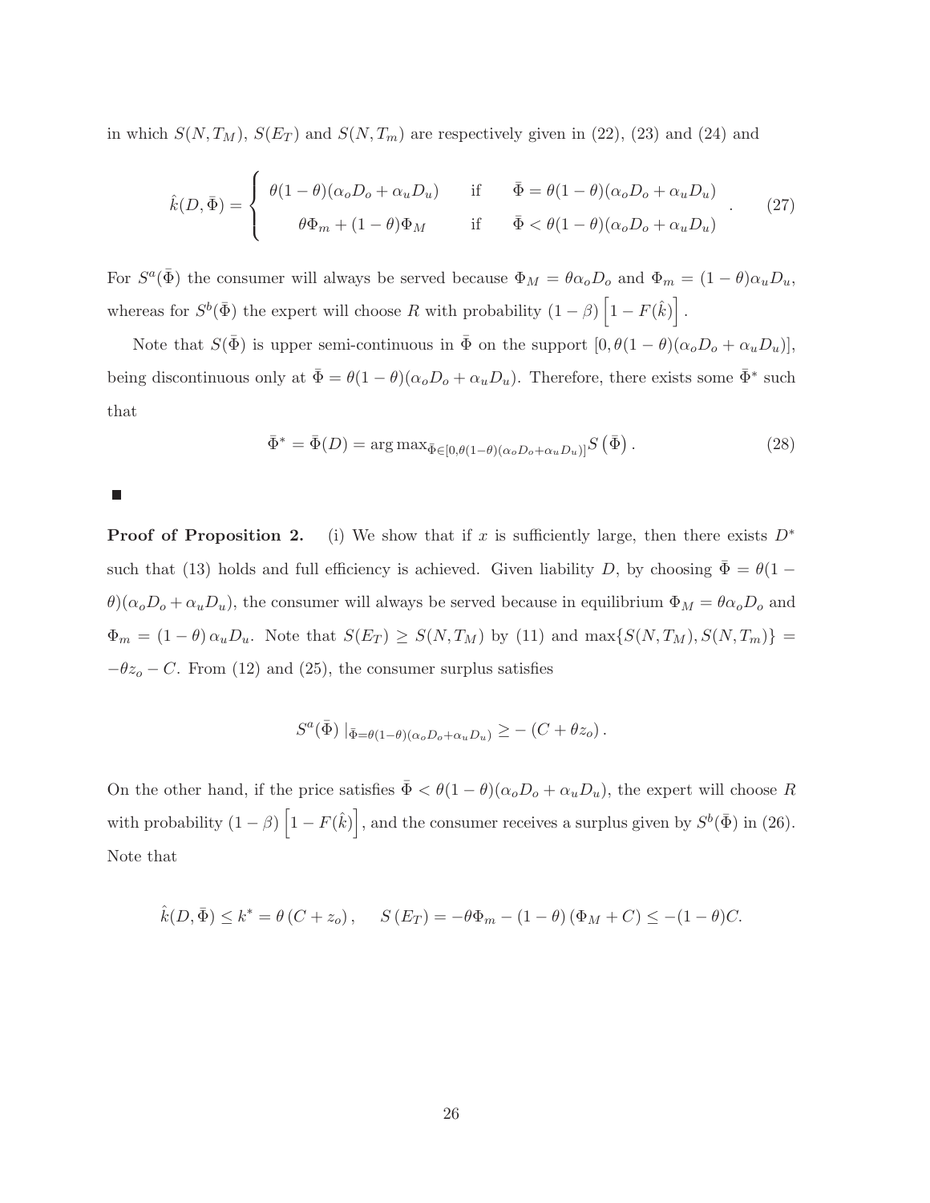in which $S(N,T_M)$, $S(E_T)$ and $S(N,T_m)$ are respectively given in (22), (23) and (24) and

$$\hat{k}(D,\bar{\Phi}) = \begin{cases} \theta(1-\theta)(\alpha_o D_o + \alpha_u D_u) & \text{if} \quad \bar{\Phi} = \theta(1-\theta)(\alpha_o D_o + \alpha_u D_u) \\ \theta\Phi_m + (1-\theta)\Phi_M & \text{if} \quad \bar{\Phi} < \theta(1-\theta)(\alpha_o D_o + \alpha_u D_u) \end{cases}. \tag{27}$$

For $S^a(\bar{\Phi})$ the consumer will always be served because $\Phi_M = \theta\alpha_o D_o$ and $\Phi_m = (1-\theta)\alpha_u D_u$, whereas for $S^b(\bar{\Phi})$ the expert will choose $R$ with probability $(1-\beta)\left[1-F(\hat{k})\right]$.

Note that $S(\bar{\Phi})$ is upper semi-continuous in $\bar{\Phi}$ on the support $[0,\theta(1-\theta)(\alpha_o D_o + \alpha_u D_u)]$, being discontinuous only at $\bar{\Phi} = \theta(1-\theta)(\alpha_o D_o + \alpha_u D_u)$. Therefore, there exists some $\bar{\Phi}^*$ such that

$$\bar{\Phi}^* = \bar{\Phi}(D) = \arg\max_{\bar{\Phi}\in[0,\theta(1-\theta)(\alpha_o D_o + \alpha_u D_u)]} S\left(\bar{\Phi}\right). \tag{28}$$

■

**Proof of Proposition 2.** (i) We show that if $x$ is sufficiently large, then there exists $D^*$ such that (13) holds and full efficiency is achieved. Given liability $D$, by choosing $\bar{\Phi} = \theta(1-\theta)(\alpha_o D_o + \alpha_u D_u)$, the consumer will always be served because in equilibrium $\Phi_M = \theta\alpha_o D_o$ and $\Phi_m = (1-\theta)\alpha_u D_u$. Note that $S(E_T) \geq S(N,T_M)$ by (11) and $\max\{S(N,T_M), S(N,T_m)\} = -\theta z_o - C$. From (12) and (25), the consumer surplus satisfies

$$S^a(\bar{\Phi})\mid_{\bar{\Phi}=\theta(1-\theta)(\alpha_o D_o + \alpha_u D_u)} \geq -\left(C + \theta z_o\right).$$

On the other hand, if the price satisfies $\bar{\Phi} < \theta(1-\theta)(\alpha_o D_o + \alpha_u D_u)$, the expert will choose $R$ with probability $(1-\beta)\left[1-F(\hat{k})\right]$, and the consumer receives a surplus given by $S^b(\bar{\Phi})$ in (26). Note that

$$\hat{k}(D,\bar{\Phi}) \leq k^* = \theta\left(C + z_o\right), \quad S\left(E_T\right) = -\theta\Phi_m - (1-\theta)\left(\Phi_M + C\right) \leq -(1-\theta)C.$$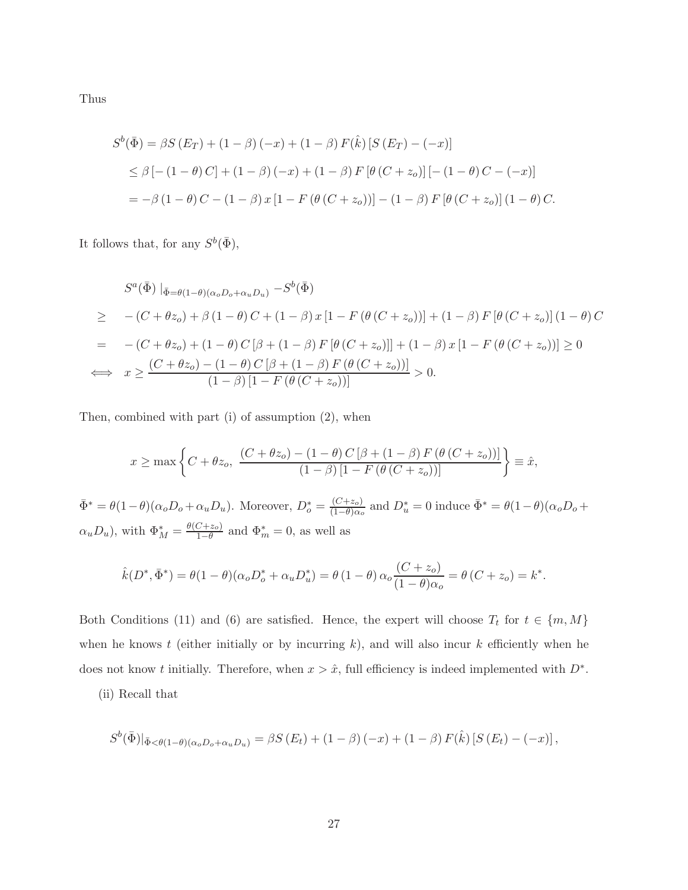Thus

$$
\begin{aligned}
S^b(\bar{\Phi}) &= \beta S\left(E_T\right) + (1-\beta)(-x) + (1-\beta) F(\hat{k}) \left[S\left(E_T\right) - (-x)\right] \\
&\leq \beta \left[-(1-\theta) C\right] + (1-\beta)(-x) + (1-\beta) F\left[\theta\left(C+z_o\right)\right]\left[-(1-\theta) C - (-x)\right] \\
&= -\beta(1-\theta) C - (1-\beta) x \left[1 - F\left(\theta\left(C+z_o\right)\right)\right] - (1-\beta) F\left[\theta\left(C+z_o\right)\right](1-\theta) C.
\end{aligned}
$$

It follows that, for any $S^b(\bar{\Phi})$,

$$
\begin{aligned}
& S^a(\bar{\Phi}) \mid_{\bar{\Phi}=\theta(1-\theta)(\alpha_o D_o + \alpha_u D_u)} - S^b(\bar{\Phi}) \\
\geq \quad & -\left(C+\theta z_o\right) + \beta(1-\theta) C + (1-\beta) x \left[1 - F\left(\theta\left(C+z_o\right)\right)\right] + (1-\beta) F\left[\theta\left(C+z_o\right)\right](1-\theta) C \\
= \quad & -\left(C+\theta z_o\right) + (1-\theta) C \left[\beta + (1-\beta) F\left[\theta\left(C+z_o\right)\right]\right] + (1-\beta) x \left[1 - F\left(\theta\left(C+z_o\right)\right)\right] \geq 0 \\
\iff \quad & x \geq \frac{\left(C+\theta z_o\right) - (1-\theta) C \left[\beta + (1-\beta) F\left(\theta\left(C+z_o\right)\right)\right]}{(1-\beta)\left[1 - F\left(\theta\left(C+z_o\right)\right)\right]} > 0.
\end{aligned}
$$

Then, combined with part (i) of assumption (2), when

$$
x \geq \max \left\{ C + \theta z_o, \ \frac{\left(C+\theta z_o\right) - (1-\theta) C \left[\beta + (1-\beta) F\left(\theta\left(C+z_o\right)\right)\right]}{(1-\beta)\left[1 - F\left(\theta\left(C+z_o\right)\right)\right]} \right\} \equiv \hat{x},
$$

$\bar{\Phi}^* = \theta(1-\theta)(\alpha_o D_o + \alpha_u D_u)$. Moreover, $D_o^* = \frac{(C+z_o)}{(1-\theta)\alpha_o}$ and $D_u^* = 0$ induce $\bar{\Phi}^* = \theta(1-\theta)(\alpha_o D_o + \alpha_u D_u)$, with $\Phi_M^* = \frac{\theta(C+z_o)}{1-\theta}$ and $\Phi_m^* = 0$, as well as

$$
\hat{k}(D^*, \bar{\Phi}^*) = \theta(1-\theta)(\alpha_o D_o^* + \alpha_u D_u^*) = \theta(1-\theta) \alpha_o \frac{(C+z_o)}{(1-\theta)\alpha_o} = \theta\left(C+z_o\right) = k^*.
$$

Both Conditions (11) and (6) are satisfied. Hence, the expert will choose $T_t$ for $t \in \{m, M\}$ when he knows $t$ (either initially or by incurring $k$), and will also incur $k$ efficiently when he does not know $t$ initially. Therefore, when $x > \hat{x}$, full efficiency is indeed implemented with $D^*$.

(ii) Recall that

$$
S^b(\bar{\Phi})|_{\bar{\Phi}<\theta(1-\theta)(\alpha_o D_o + \alpha_u D_u)} = \beta S\left(E_t\right) + (1-\beta)(-x) + (1-\beta) F(\hat{k}) \left[S\left(E_t\right) - (-x)\right],
$$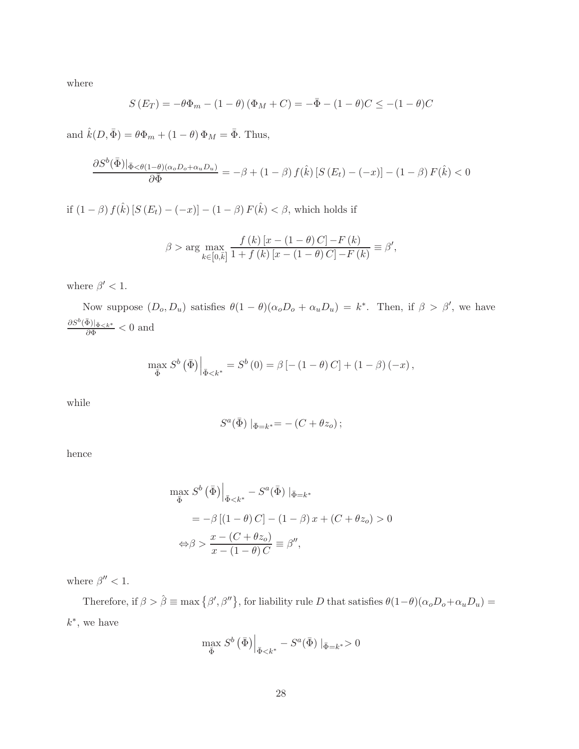where

$$S(E_T) = -\theta\Phi_m - (1-\theta)(\Phi_M + C) = -\bar{\Phi} - (1-\theta)C \leq -(1-\theta)C$$

and $\hat{k}(D, \bar{\Phi}) = \theta\Phi_m + (1-\theta)\Phi_M = \bar{\Phi}$. Thus,

$$\frac{\partial S^b(\bar{\Phi})|_{\bar{\Phi}<\theta(1-\theta)(\alpha_o D_o + \alpha_u D_u)}}{\partial \bar{\Phi}} = -\beta + (1-\beta) f(\hat{k}) [S(E_t) - (-x)] - (1-\beta) F(\hat{k}) < 0$$

if $(1-\beta) f(\hat{k}) [S(E_t) - (-x)] - (1-\beta) F(\hat{k}) < \beta$, which holds if

$$\beta > \arg \max_{k \in [0, \bar{k}]} \frac{f(k)[x - (1-\theta)C] - F(k)}{1 + f(k)[x - (1-\theta)C] - F(k)} \equiv \beta',$$

where $\beta' < 1$.

Now suppose $(D_o, D_u)$ satisfies $\theta(1-\theta)(\alpha_o D_o + \alpha_u D_u) = k^*$. Then, if $\beta > \beta'$, we have $\frac{\partial S^b(\bar{\Phi})|_{\bar{\Phi}<k^*}}{\partial \bar{\Phi}} < 0$ and

$$\max_{\bar{\Phi}} S^b(\bar{\Phi})\Big|_{\bar{\Phi}<k^*} = S^b(0) = \beta[-(1-\theta)C] + (1-\beta)(-x),$$

while

$$S^a(\bar{\Phi})\,|_{\bar{\Phi}=k^*} = -(C + \theta z_o);$$

hence

$$\begin{aligned}
&\max_{\bar{\Phi}} S^b(\bar{\Phi})\Big|_{\bar{\Phi}<k^*} - S^a(\bar{\Phi})\,|_{\bar{\Phi}=k^*} \\
&= -\beta[(1-\theta)C] - (1-\beta)x + (C + \theta z_o) > 0 \\
&\Leftrightarrow \beta > \frac{x - (C + \theta z_o)}{x - (1-\theta)C} \equiv \beta'',
\end{aligned}$$

where $\beta'' < 1$.

Therefore, if $\beta > \hat{\beta} \equiv \max\{\beta', \beta''\}$, for liability rule $D$ that satisfies $\theta(1-\theta)(\alpha_o D_o + \alpha_u D_u) = k^*$, we have

$$\max_{\bar{\Phi}} S^b(\bar{\Phi})\Big|_{\bar{\Phi}<k^*} - S^a(\bar{\Phi})\,|_{\bar{\Phi}=k^*} > 0$$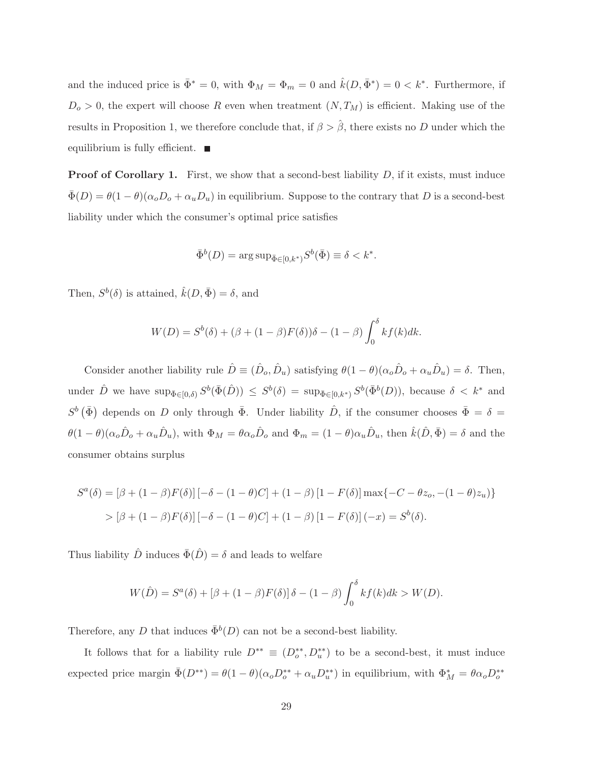and the induced price is $\bar{\Phi}^* = 0$, with $\Phi_M = \Phi_m = 0$ and $\hat{k}(D, \bar{\Phi}^*) = 0 < k^*$. Furthermore, if $D_o > 0$, the expert will choose $R$ even when treatment $(N, T_M)$ is efficient. Making use of the results in Proposition 1, we therefore conclude that, if $\beta > \hat{\beta}$, there exists no $D$ under which the equilibrium is fully efficient. ■

**Proof of Corollary 1.** First, we show that a second-best liability $D$, if it exists, must induce $\bar{\Phi}(D) = \theta(1-\theta)(\alpha_o D_o + \alpha_u D_u)$ in equilibrium. Suppose to the contrary that $D$ is a second-best liability under which the consumer's optimal price satisfies

$$\bar{\Phi}^b(D) = \arg\sup_{\bar{\Phi}\in[0,k^*)} S^b(\bar{\Phi}) \equiv \delta < k^*.$$

Then, $S^b(\delta)$ is attained, $\hat{k}(D, \bar{\Phi}) = \delta$, and

$$W(D) = S^b(\delta) + (\beta + (1-\beta)F(\delta))\delta - (1-\beta)\int_0^{\delta} kf(k)dk.$$

Consider another liability rule $\hat{D} \equiv (\hat{D}_o, \hat{D}_u)$ satisfying $\theta(1-\theta)(\alpha_o \hat{D}_o + \alpha_u \hat{D}_u) = \delta$. Then, under $\hat{D}$ we have $\sup_{\bar{\Phi}\in[0,\delta)} S^b(\bar{\Phi}(\hat{D})) \le S^b(\delta) = \sup_{\bar{\Phi}\in[0,k^*)} S^b(\bar{\Phi}^b(D))$, because $\delta < k^*$ and $S^b(\bar{\Phi})$ depends on $D$ only through $\bar{\Phi}$. Under liability $\hat{D}$, if the consumer chooses $\bar{\Phi} = \delta = \theta(1-\theta)(\alpha_o \hat{D}_o + \alpha_u \hat{D}_u)$, with $\Phi_M = \theta\alpha_o \hat{D}_o$ and $\Phi_m = (1-\theta)\alpha_u \hat{D}_u$, then $\hat{k}(\hat{D}, \bar{\Phi}) = \delta$ and the consumer obtains surplus

$$\begin{aligned}
S^a(\delta) &= [\beta + (1-\beta)F(\delta)][-\delta - (1-\theta)C] + (1-\beta)[1-F(\delta)]\max\{-C-\theta z_o, -(1-\theta)z_u\} \\
&> [\beta + (1-\beta)F(\delta)][-\delta - (1-\theta)C] + (1-\beta)[1-F(\delta)](-x) = S^b(\delta).
\end{aligned}$$

Thus liability $\hat{D}$ induces $\bar{\Phi}(\hat{D}) = \delta$ and leads to welfare

$$W(\hat{D}) = S^a(\delta) + [\beta + (1-\beta)F(\delta)]\delta - (1-\beta)\int_0^{\delta} kf(k)dk > W(D).$$

Therefore, any $D$ that induces $\bar{\Phi}^b(D)$ can not be a second-best liability.

It follows that for a liability rule $D^{**} \equiv (D_o^{**}, D_u^{**})$ to be a second-best, it must induce expected price margin $\bar{\Phi}(D^{**}) = \theta(1-\theta)(\alpha_o D_o^{**} + \alpha_u D_u^{**})$ in equilibrium, with $\Phi_M^* = \theta\alpha_o D_o^{**}$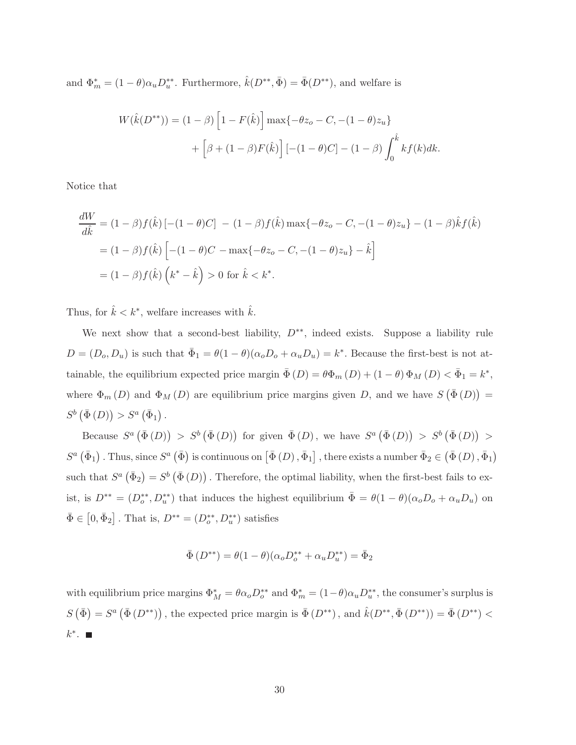and $\Phi_m^* = (1-\theta)\alpha_u D_u^{**}$. Furthermore, $\hat{k}(D^{**}, \bar{\Phi}) = \bar{\Phi}(D^{**})$, and welfare is

$$W(\hat{k}(D^{**})) = (1-\beta)\left[1 - F(\hat{k})\right] \max\{-\theta z_o - C, -(1-\theta)z_u\} + \left[\beta + (1-\beta)F(\hat{k})\right][-(1-\theta)C] - (1-\beta)\int_0^{\hat{k}} kf(k)dk.$$

Notice that

$$\begin{aligned}
\frac{dW}{d\hat{k}} &= (1-\beta)f(\hat{k})\left[-(1-\theta)C\right] - (1-\beta)f(\hat{k})\max\{-\theta z_o - C, -(1-\theta)z_u\} - (1-\beta)\hat{k}f(\hat{k}) \\
&= (1-\beta)f(\hat{k})\left[-(1-\theta)C - \max\{-\theta z_o - C, -(1-\theta)z_u\} - \hat{k}\right] \\
&= (1-\beta)f(\hat{k})\left(k^* - \hat{k}\right) > 0 \text{ for } \hat{k} < k^*.
\end{aligned}$$

Thus, for $\hat{k} < k^*$, welfare increases with $\hat{k}$.

We next show that a second-best liability, $D^{**}$, indeed exists. Suppose a liability rule $D = (D_o, D_u)$ is such that $\bar{\Phi}_1 = \theta(1-\theta)(\alpha_o D_o + \alpha_u D_u) = k^*$. Because the first-best is not attainable, the equilibrium expected price margin $\bar{\Phi}(D) = \theta\Phi_m(D) + (1-\theta)\Phi_M(D) < \bar{\Phi}_1 = k^*$, where $\Phi_m(D)$ and $\Phi_M(D)$ are equilibrium price margins given $D$, and we have $S(\bar{\Phi}(D)) = S^b(\bar{\Phi}(D)) > S^a(\bar{\Phi}_1)$.

Because $S^a(\bar{\Phi}(D)) > S^b(\bar{\Phi}(D))$ for given $\bar{\Phi}(D)$, we have $S^a(\bar{\Phi}(D)) > S^b(\bar{\Phi}(D)) > S^a(\bar{\Phi}_1)$. Thus, since $S^a(\bar{\Phi})$ is continuous on $[\bar{\Phi}(D), \bar{\Phi}_1]$, there exists a number $\bar{\Phi}_2 \in (\bar{\Phi}(D), \bar{\Phi}_1)$ such that $S^a(\bar{\Phi}_2) = S^b(\bar{\Phi}(D))$. Therefore, the optimal liability, when the first-best fails to exist, is $D^{**} = (D_o^{**}, D_u^{**})$ that induces the highest equilibrium $\bar{\Phi} = \theta(1-\theta)(\alpha_o D_o + \alpha_u D_u)$ on $\bar{\Phi} \in [0, \bar{\Phi}_2]$. That is, $D^{**} = (D_o^{**}, D_u^{**})$ satisfies

$$\bar{\Phi}(D^{**}) = \theta(1-\theta)(\alpha_o D_o^{**} + \alpha_u D_u^{**}) = \bar{\Phi}_2$$

with equilibrium price margins $\Phi_M^* = \theta\alpha_o D_o^{**}$ and $\Phi_m^* = (1-\theta)\alpha_u D_u^{**}$, the consumer's surplus is $S(\bar{\Phi}) = S^a(\bar{\Phi}(D^{**}))$, the expected price margin is $\bar{\Phi}(D^{**})$, and $\hat{k}(D^{**}, \bar{\Phi}(D^{**})) = \bar{\Phi}(D^{**}) < k^*$. ■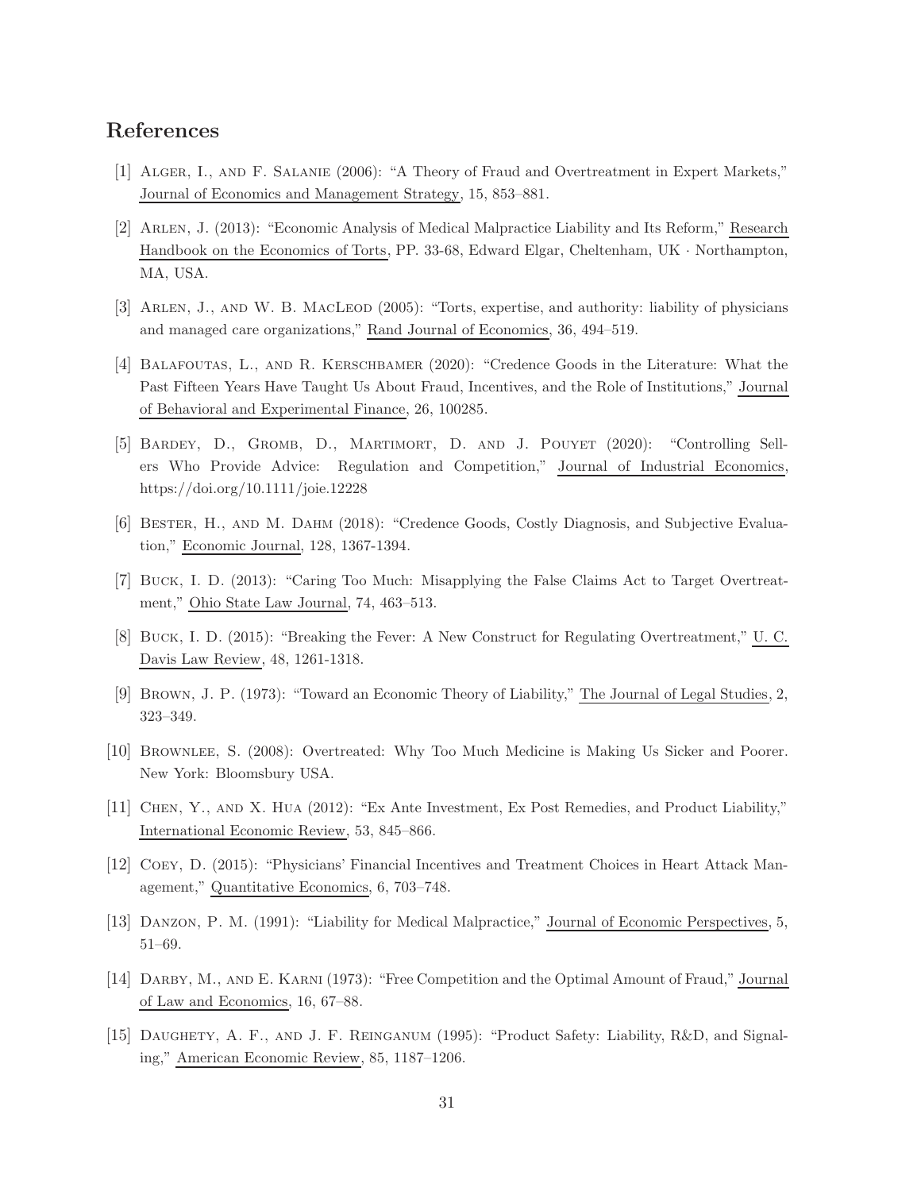## References

[1] Alger, I., and F. Salanie (2006): "A Theory of Fraud and Overtreatment in Expert Markets," Journal of Economics and Management Strategy, 15, 853–881.

[2] Arlen, J. (2013): "Economic Analysis of Medical Malpractice Liability and Its Reform," Research Handbook on the Economics of Torts, PP. 33-68, Edward Elgar, Cheltenham, UK · Northampton, MA, USA.

[3] Arlen, J., and W. B. MacLeod (2005): "Torts, expertise, and authority: liability of physicians and managed care organizations," Rand Journal of Economics, 36, 494–519.

[4] Balafoutas, L., and R. Kerschbamer (2020): "Credence Goods in the Literature: What the Past Fifteen Years Have Taught Us About Fraud, Incentives, and the Role of Institutions," Journal of Behavioral and Experimental Finance, 26, 100285.

[5] Bardey, D., Gromb, D., Martimort, D. and J. Pouyet (2020): "Controlling Sellers Who Provide Advice: Regulation and Competition," Journal of Industrial Economics, https://doi.org/10.1111/joie.12228

[6] Bester, H., and M. Dahm (2018): "Credence Goods, Costly Diagnosis, and Subjective Evaluation," Economic Journal, 128, 1367-1394.

[7] Buck, I. D. (2013): "Caring Too Much: Misapplying the False Claims Act to Target Overtreatment," Ohio State Law Journal, 74, 463–513.

[8] Buck, I. D. (2015): "Breaking the Fever: A New Construct for Regulating Overtreatment," U. C. Davis Law Review, 48, 1261-1318.

[9] Brown, J. P. (1973): "Toward an Economic Theory of Liability," The Journal of Legal Studies, 2, 323–349.

[10] Brownlee, S. (2008): Overtreated: Why Too Much Medicine is Making Us Sicker and Poorer. New York: Bloomsbury USA.

[11] Chen, Y., and X. Hua (2012): "Ex Ante Investment, Ex Post Remedies, and Product Liability," International Economic Review, 53, 845–866.

[12] Coey, D. (2015): "Physicians' Financial Incentives and Treatment Choices in Heart Attack Management," Quantitative Economics, 6, 703–748.

[13] Danzon, P. M. (1991): "Liability for Medical Malpractice," Journal of Economic Perspectives, 5, 51–69.

[14] Darby, M., and E. Karni (1973): "Free Competition and the Optimal Amount of Fraud," Journal of Law and Economics, 16, 67–88.

[15] Daughety, A. F., and J. F. Reinganum (1995): "Product Safety: Liability, R&D, and Signaling," American Economic Review, 85, 1187–1206.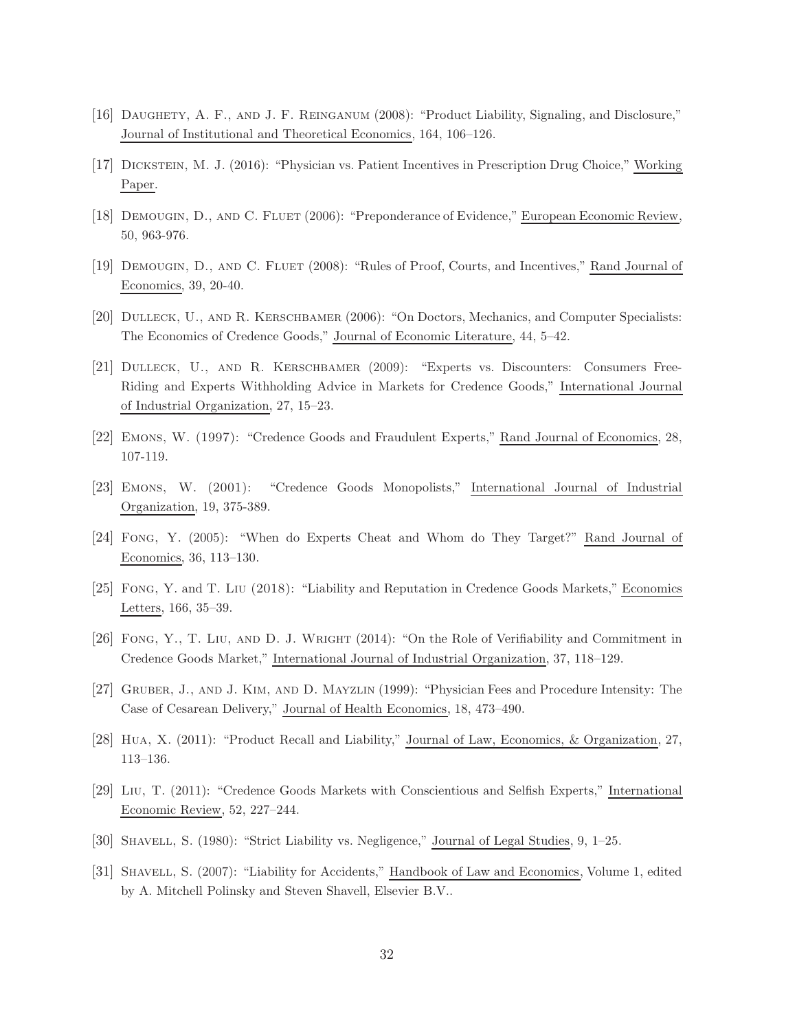[16] Daughety, A. F., and J. F. Reinganum (2008): "Product Liability, Signaling, and Disclosure," Journal of Institutional and Theoretical Economics, 164, 106–126.

[17] Dickstein, M. J. (2016): "Physician vs. Patient Incentives in Prescription Drug Choice," Working Paper.

[18] Demougin, D., and C. Fluet (2006): "Preponderance of Evidence," European Economic Review, 50, 963-976.

[19] Demougin, D., and C. Fluet (2008): "Rules of Proof, Courts, and Incentives," Rand Journal of Economics, 39, 20-40.

[20] Dulleck, U., and R. Kerschbamer (2006): "On Doctors, Mechanics, and Computer Specialists: The Economics of Credence Goods," Journal of Economic Literature, 44, 5–42.

[21] Dulleck, U., and R. Kerschbamer (2009): "Experts vs. Discounters: Consumers Free-Riding and Experts Withholding Advice in Markets for Credence Goods," International Journal of Industrial Organization, 27, 15–23.

[22] Emons, W. (1997): "Credence Goods and Fraudulent Experts," Rand Journal of Economics, 28, 107-119.

[23] Emons, W. (2001): "Credence Goods Monopolists," International Journal of Industrial Organization, 19, 375-389.

[24] Fong, Y. (2005): "When do Experts Cheat and Whom do They Target?" Rand Journal of Economics, 36, 113–130.

[25] Fong, Y. and T. Liu (2018): "Liability and Reputation in Credence Goods Markets," Economics Letters, 166, 35–39.

[26] Fong, Y., T. Liu, and D. J. Wright (2014): "On the Role of Verifiability and Commitment in Credence Goods Market," International Journal of Industrial Organization, 37, 118–129.

[27] Gruber, J., and J. Kim, and D. Mayzlin (1999): "Physician Fees and Procedure Intensity: The Case of Cesarean Delivery," Journal of Health Economics, 18, 473–490.

[28] Hua, X. (2011): "Product Recall and Liability," Journal of Law, Economics, & Organization, 27, 113–136.

[29] Liu, T. (2011): "Credence Goods Markets with Conscientious and Selfish Experts," International Economic Review, 52, 227–244.

[30] Shavell, S. (1980): "Strict Liability vs. Negligence," Journal of Legal Studies, 9, 1–25.

[31] Shavell, S. (2007): "Liability for Accidents," Handbook of Law and Economics, Volume 1, edited by A. Mitchell Polinsky and Steven Shavell, Elsevier B.V..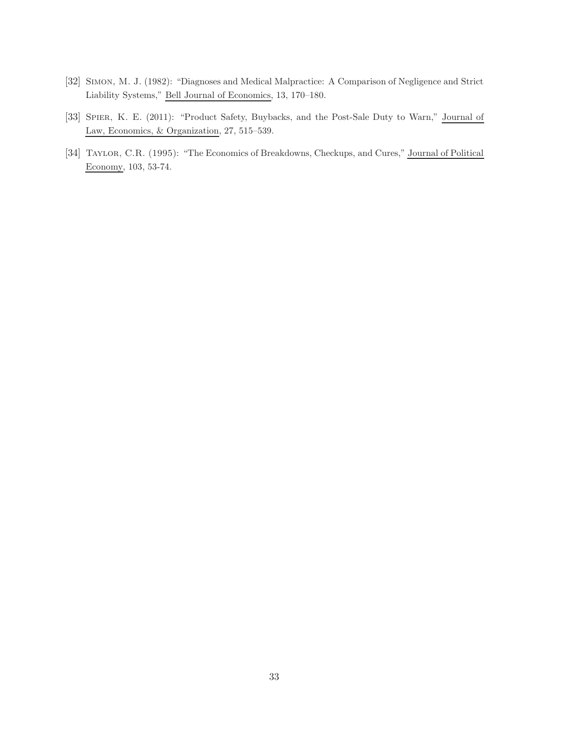[32] Simon, M. J. (1982): "Diagnoses and Medical Malpractice: A Comparison of Negligence and Strict Liability Systems," Bell Journal of Economics, 13, 170–180.

[33] Spier, K. E. (2011): "Product Safety, Buybacks, and the Post-Sale Duty to Warn," Journal of Law, Economics, & Organization, 27, 515–539.

[34] Taylor, C.R. (1995): "The Economics of Breakdowns, Checkups, and Cures," Journal of Political Economy, 103, 53-74.